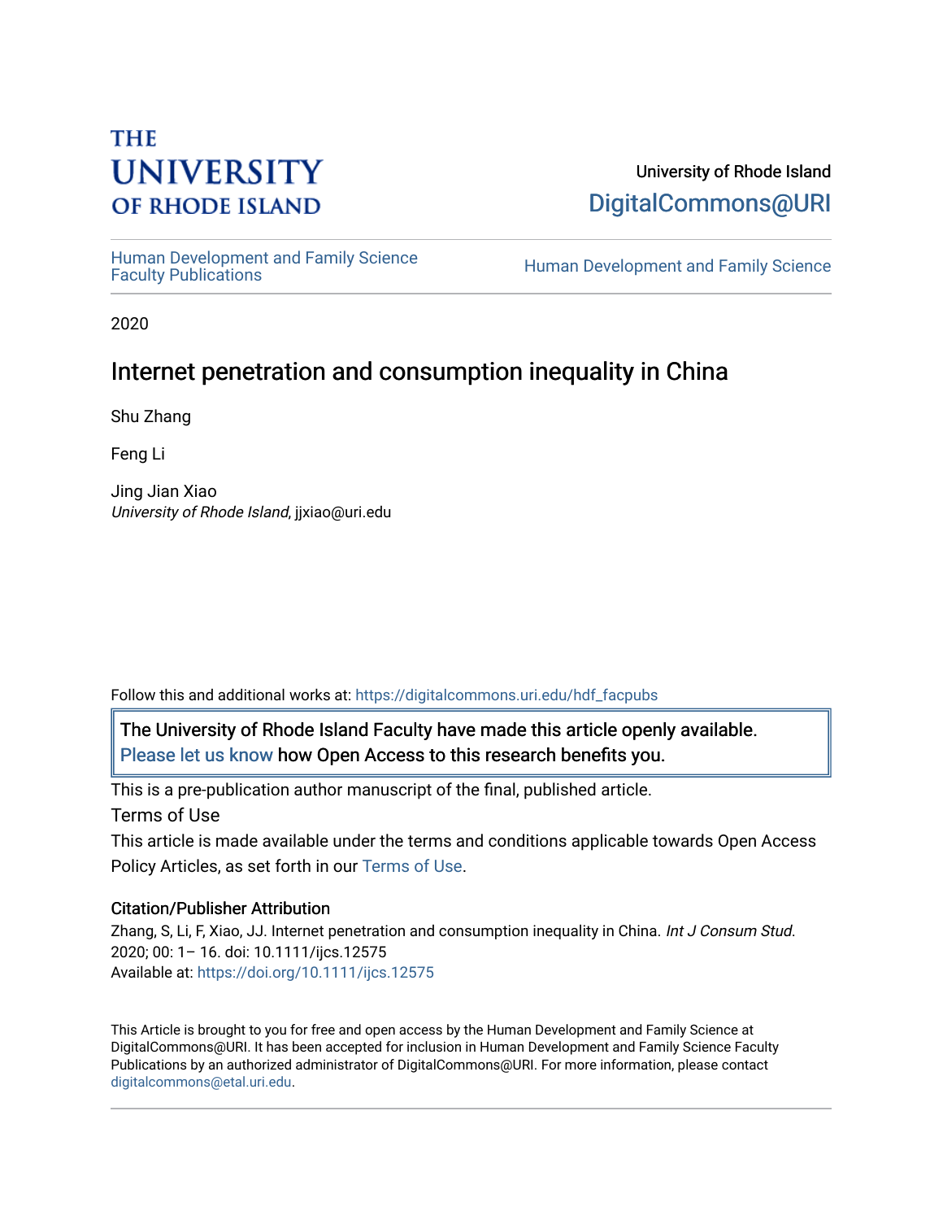THE UNIVERSITY OF RHODE ISLAND

University of Rhode Island
DigitalCommons@URI

Human Development and Family Science Faculty Publications | Human Development and Family Science

2020

# Internet penetration and consumption inequality in China

Shu Zhang

Feng Li

Jing Jian Xiao
*University of Rhode Island*, jjxiao@uri.edu

Follow this and additional works at: https://digitalcommons.uri.edu/hdf_facpubs

The University of Rhode Island Faculty have made this article openly available. Please let us know how Open Access to this research benefits you.

This is a pre-publication author manuscript of the final, published article.

Terms of Use

This article is made available under the terms and conditions applicable towards Open Access Policy Articles, as set forth in our Terms of Use.

### Citation/Publisher Attribution

Zhang, S, Li, F, Xiao, JJ. Internet penetration and consumption inequality in China. *Int J Consum Stud.* 2020; 00: 1– 16. doi: 10.1111/ijcs.12575
Available at: https://doi.org/10.1111/ijcs.12575

This Article is brought to you for free and open access by the Human Development and Family Science at DigitalCommons@URI. It has been accepted for inclusion in Human Development and Family Science Faculty Publications by an authorized administrator of DigitalCommons@URI. For more information, please contact digitalcommons@etal.uri.edu.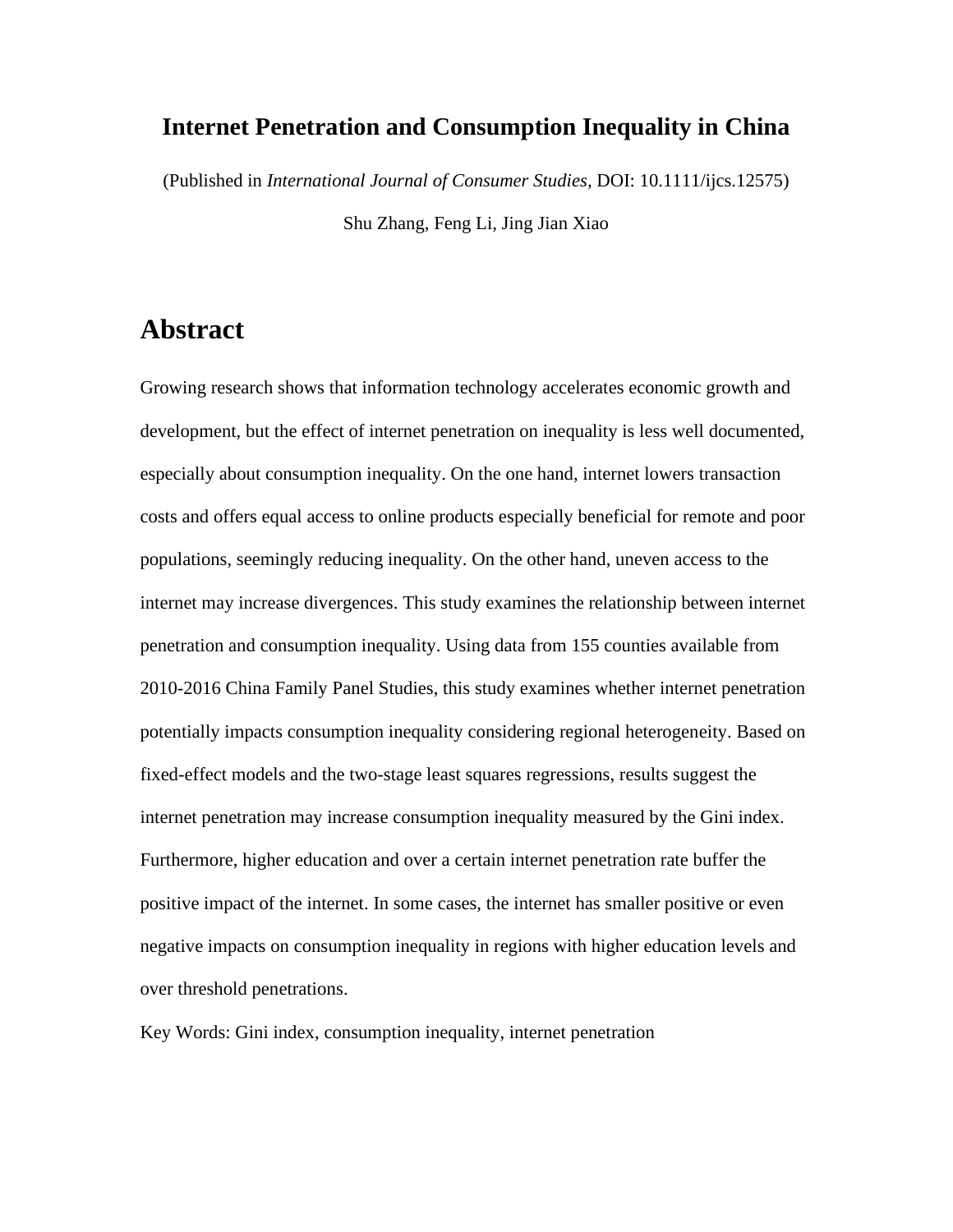# Internet Penetration and Consumption Inequality in China

(Published in *International Journal of Consumer Studies,* DOI: 10.1111/ijcs.12575)

Shu Zhang, Feng Li, Jing Jian Xiao

## Abstract

Growing research shows that information technology accelerates economic growth and development, but the effect of internet penetration on inequality is less well documented, especially about consumption inequality. On the one hand, internet lowers transaction costs and offers equal access to online products especially beneficial for remote and poor populations, seemingly reducing inequality. On the other hand, uneven access to the internet may increase divergences. This study examines the relationship between internet penetration and consumption inequality. Using data from 155 counties available from 2010-2016 China Family Panel Studies, this study examines whether internet penetration potentially impacts consumption inequality considering regional heterogeneity. Based on fixed-effect models and the two-stage least squares regressions, results suggest the internet penetration may increase consumption inequality measured by the Gini index. Furthermore, higher education and over a certain internet penetration rate buffer the positive impact of the internet. In some cases, the internet has smaller positive or even negative impacts on consumption inequality in regions with higher education levels and over threshold penetrations.

Key Words: Gini index, consumption inequality, internet penetration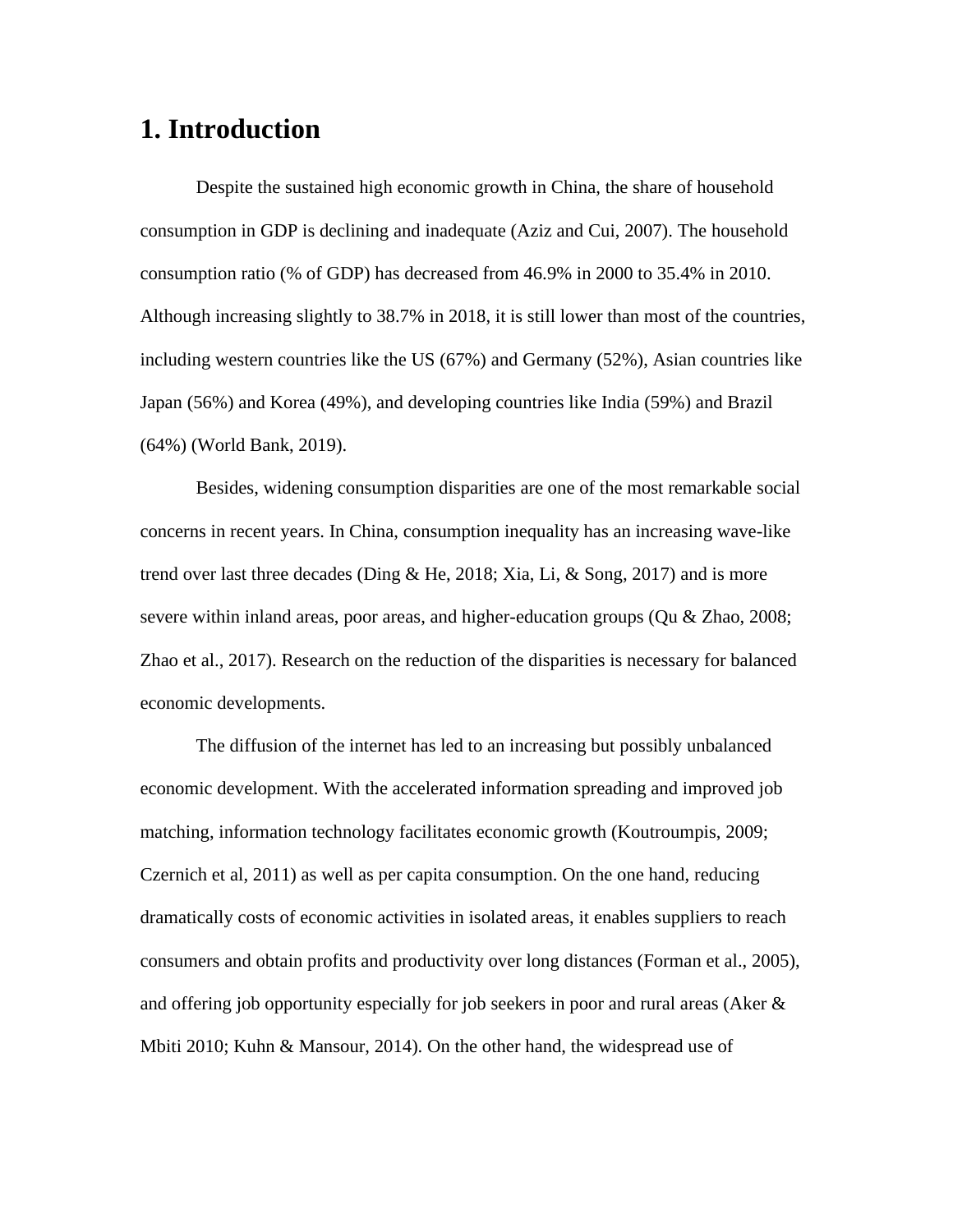# 1. Introduction

Despite the sustained high economic growth in China, the share of household consumption in GDP is declining and inadequate (Aziz and Cui, 2007). The household consumption ratio (% of GDP) has decreased from 46.9% in 2000 to 35.4% in 2010. Although increasing slightly to 38.7% in 2018, it is still lower than most of the countries, including western countries like the US (67%) and Germany (52%), Asian countries like Japan (56%) and Korea (49%), and developing countries like India (59%) and Brazil (64%) (World Bank, 2019).

Besides, widening consumption disparities are one of the most remarkable social concerns in recent years. In China, consumption inequality has an increasing wave-like trend over last three decades (Ding & He, 2018; Xia, Li, & Song, 2017) and is more severe within inland areas, poor areas, and higher-education groups (Qu & Zhao, 2008; Zhao et al., 2017). Research on the reduction of the disparities is necessary for balanced economic developments.

The diffusion of the internet has led to an increasing but possibly unbalanced economic development. With the accelerated information spreading and improved job matching, information technology facilitates economic growth (Koutroumpis, 2009; Czernich et al, 2011) as well as per capita consumption. On the one hand, reducing dramatically costs of economic activities in isolated areas, it enables suppliers to reach consumers and obtain profits and productivity over long distances (Forman et al., 2005), and offering job opportunity especially for job seekers in poor and rural areas (Aker & Mbiti 2010; Kuhn & Mansour, 2014). On the other hand, the widespread use of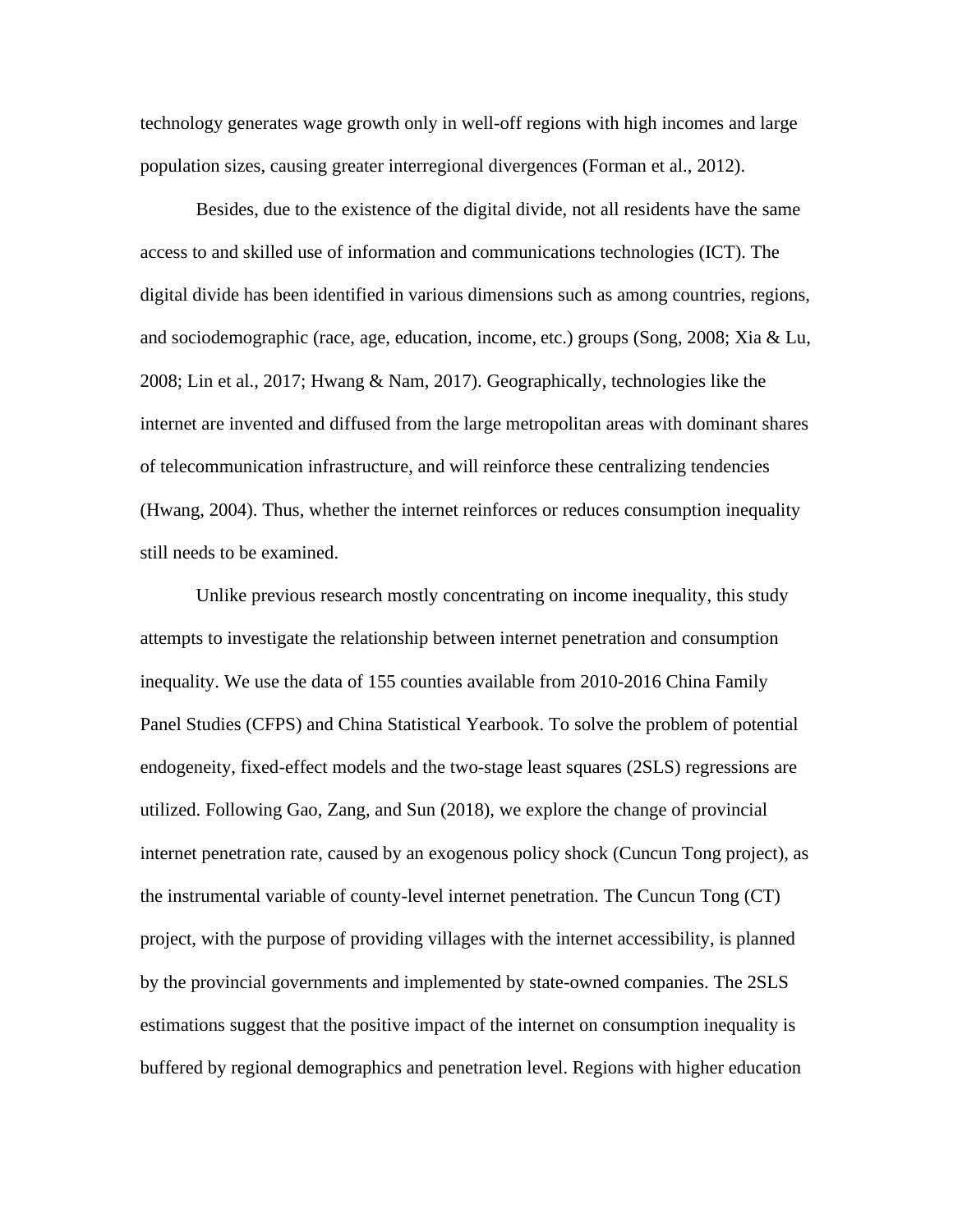technology generates wage growth only in well-off regions with high incomes and large population sizes, causing greater interregional divergences (Forman et al., 2012).

Besides, due to the existence of the digital divide, not all residents have the same access to and skilled use of information and communications technologies (ICT). The digital divide has been identified in various dimensions such as among countries, regions, and sociodemographic (race, age, education, income, etc.) groups (Song, 2008; Xia & Lu, 2008; Lin et al., 2017; Hwang & Nam, 2017). Geographically, technologies like the internet are invented and diffused from the large metropolitan areas with dominant shares of telecommunication infrastructure, and will reinforce these centralizing tendencies (Hwang, 2004). Thus, whether the internet reinforces or reduces consumption inequality still needs to be examined.

Unlike previous research mostly concentrating on income inequality, this study attempts to investigate the relationship between internet penetration and consumption inequality. We use the data of 155 counties available from 2010-2016 China Family Panel Studies (CFPS) and China Statistical Yearbook. To solve the problem of potential endogeneity, fixed-effect models and the two-stage least squares (2SLS) regressions are utilized. Following Gao, Zang, and Sun (2018), we explore the change of provincial internet penetration rate, caused by an exogenous policy shock (Cuncun Tong project), as the instrumental variable of county-level internet penetration. The Cuncun Tong (CT) project, with the purpose of providing villages with the internet accessibility, is planned by the provincial governments and implemented by state-owned companies. The 2SLS estimations suggest that the positive impact of the internet on consumption inequality is buffered by regional demographics and penetration level. Regions with higher education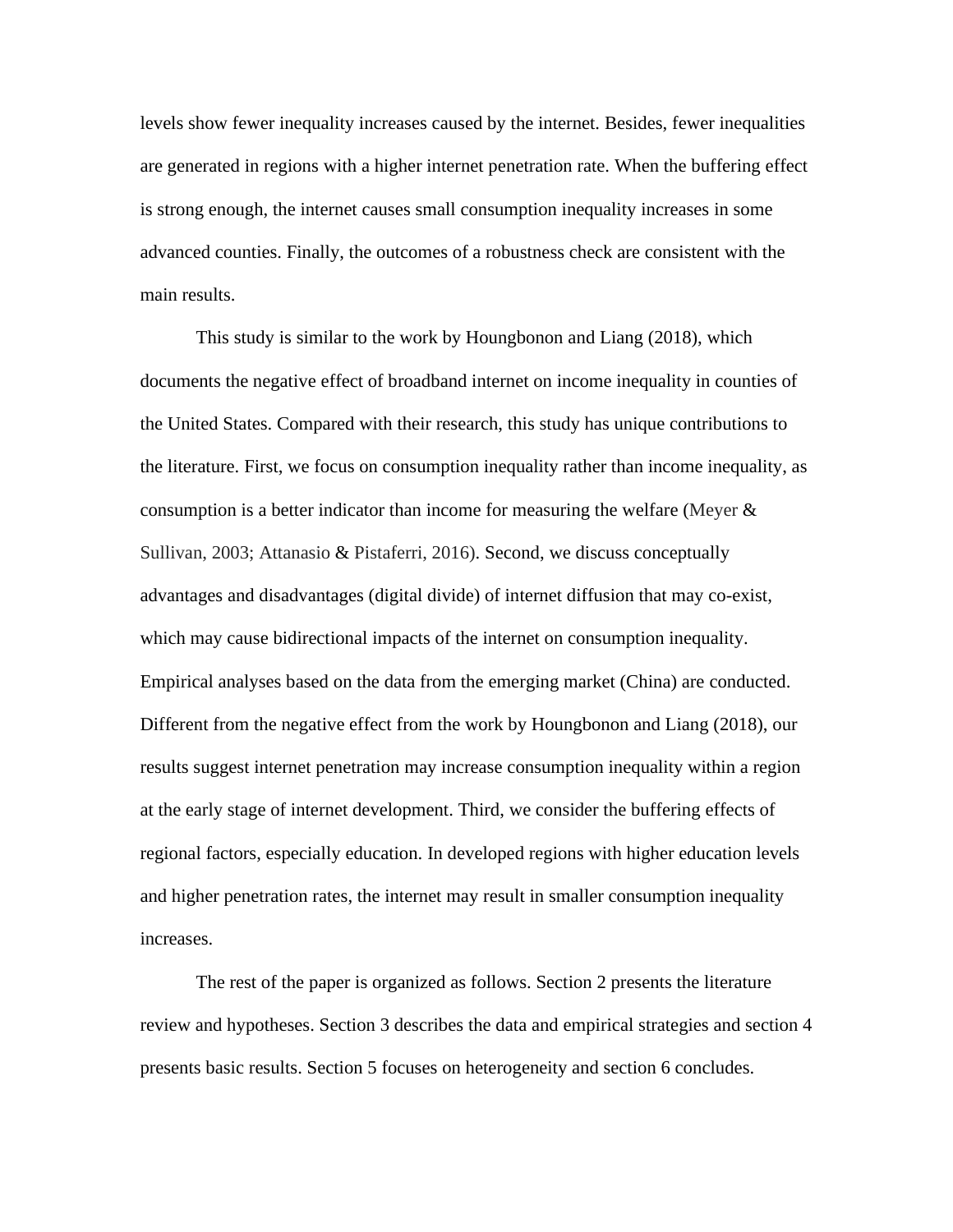levels show fewer inequality increases caused by the internet. Besides, fewer inequalities are generated in regions with a higher internet penetration rate. When the buffering effect is strong enough, the internet causes small consumption inequality increases in some advanced counties. Finally, the outcomes of a robustness check are consistent with the main results.

This study is similar to the work by Houngbonon and Liang (2018), which documents the negative effect of broadband internet on income inequality in counties of the United States. Compared with their research, this study has unique contributions to the literature. First, we focus on consumption inequality rather than income inequality, as consumption is a better indicator than income for measuring the welfare (Meyer & Sullivan, 2003; Attanasio & Pistaferri, 2016). Second, we discuss conceptually advantages and disadvantages (digital divide) of internet diffusion that may co-exist, which may cause bidirectional impacts of the internet on consumption inequality. Empirical analyses based on the data from the emerging market (China) are conducted. Different from the negative effect from the work by Houngbonon and Liang (2018), our results suggest internet penetration may increase consumption inequality within a region at the early stage of internet development. Third, we consider the buffering effects of regional factors, especially education. In developed regions with higher education levels and higher penetration rates, the internet may result in smaller consumption inequality increases.

The rest of the paper is organized as follows. Section 2 presents the literature review and hypotheses. Section 3 describes the data and empirical strategies and section 4 presents basic results. Section 5 focuses on heterogeneity and section 6 concludes.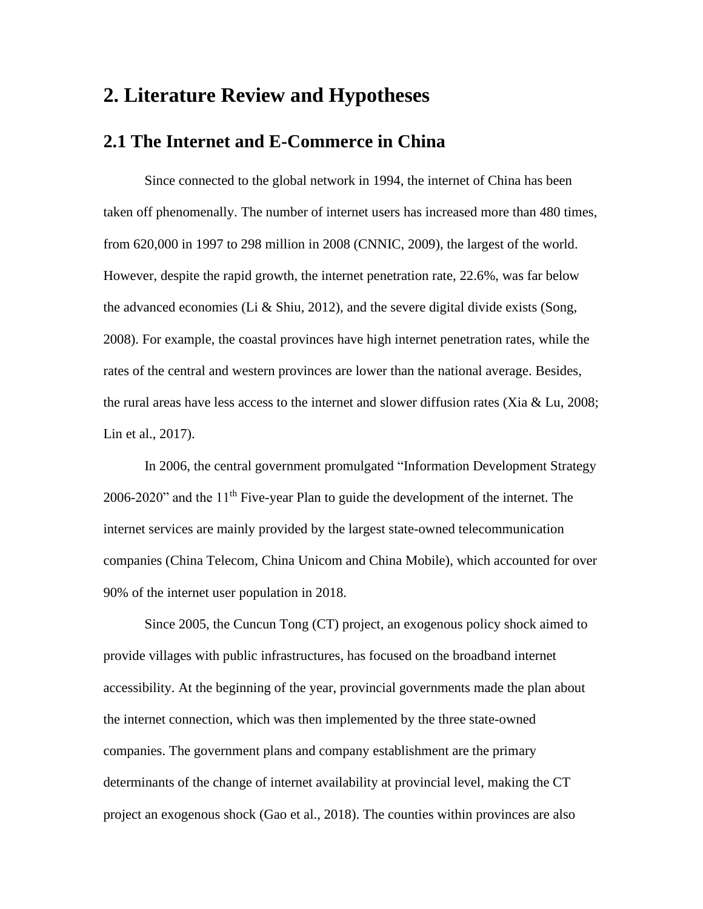# 2. Literature Review and Hypotheses

## 2.1 The Internet and E-Commerce in China

Since connected to the global network in 1994, the internet of China has been taken off phenomenally. The number of internet users has increased more than 480 times, from 620,000 in 1997 to 298 million in 2008 (CNNIC, 2009), the largest of the world. However, despite the rapid growth, the internet penetration rate, 22.6%, was far below the advanced economies (Li & Shiu, 2012), and the severe digital divide exists (Song, 2008). For example, the coastal provinces have high internet penetration rates, while the rates of the central and western provinces are lower than the national average. Besides, the rural areas have less access to the internet and slower diffusion rates (Xia & Lu, 2008; Lin et al., 2017).

In 2006, the central government promulgated "Information Development Strategy 2006-2020" and the 11th Five-year Plan to guide the development of the internet. The internet services are mainly provided by the largest state-owned telecommunication companies (China Telecom, China Unicom and China Mobile), which accounted for over 90% of the internet user population in 2018.

Since 2005, the Cuncun Tong (CT) project, an exogenous policy shock aimed to provide villages with public infrastructures, has focused on the broadband internet accessibility. At the beginning of the year, provincial governments made the plan about the internet connection, which was then implemented by the three state-owned companies. The government plans and company establishment are the primary determinants of the change of internet availability at provincial level, making the CT project an exogenous shock (Gao et al., 2018). The counties within provinces are also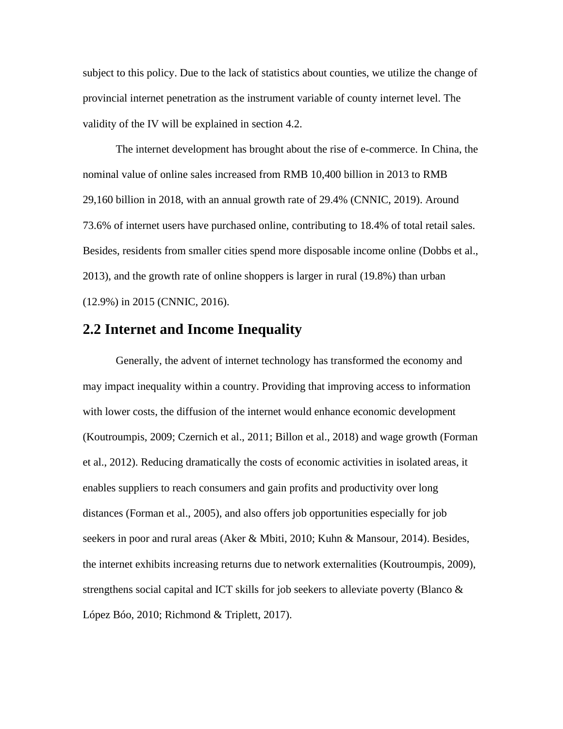subject to this policy. Due to the lack of statistics about counties, we utilize the change of provincial internet penetration as the instrument variable of county internet level. The validity of the IV will be explained in section 4.2.

The internet development has brought about the rise of e-commerce. In China, the nominal value of online sales increased from RMB 10,400 billion in 2013 to RMB 29,160 billion in 2018, with an annual growth rate of 29.4% (CNNIC, 2019). Around 73.6% of internet users have purchased online, contributing to 18.4% of total retail sales. Besides, residents from smaller cities spend more disposable income online (Dobbs et al., 2013), and the growth rate of online shoppers is larger in rural (19.8%) than urban (12.9%) in 2015 (CNNIC, 2016).

## 2.2 Internet and Income Inequality

Generally, the advent of internet technology has transformed the economy and may impact inequality within a country. Providing that improving access to information with lower costs, the diffusion of the internet would enhance economic development (Koutroumpis, 2009; Czernich et al., 2011; Billon et al., 2018) and wage growth (Forman et al., 2012). Reducing dramatically the costs of economic activities in isolated areas, it enables suppliers to reach consumers and gain profits and productivity over long distances (Forman et al., 2005), and also offers job opportunities especially for job seekers in poor and rural areas (Aker & Mbiti, 2010; Kuhn & Mansour, 2014). Besides, the internet exhibits increasing returns due to network externalities (Koutroumpis, 2009), strengthens social capital and ICT skills for job seekers to alleviate poverty (Blanco & López Bóo, 2010; Richmond & Triplett, 2017).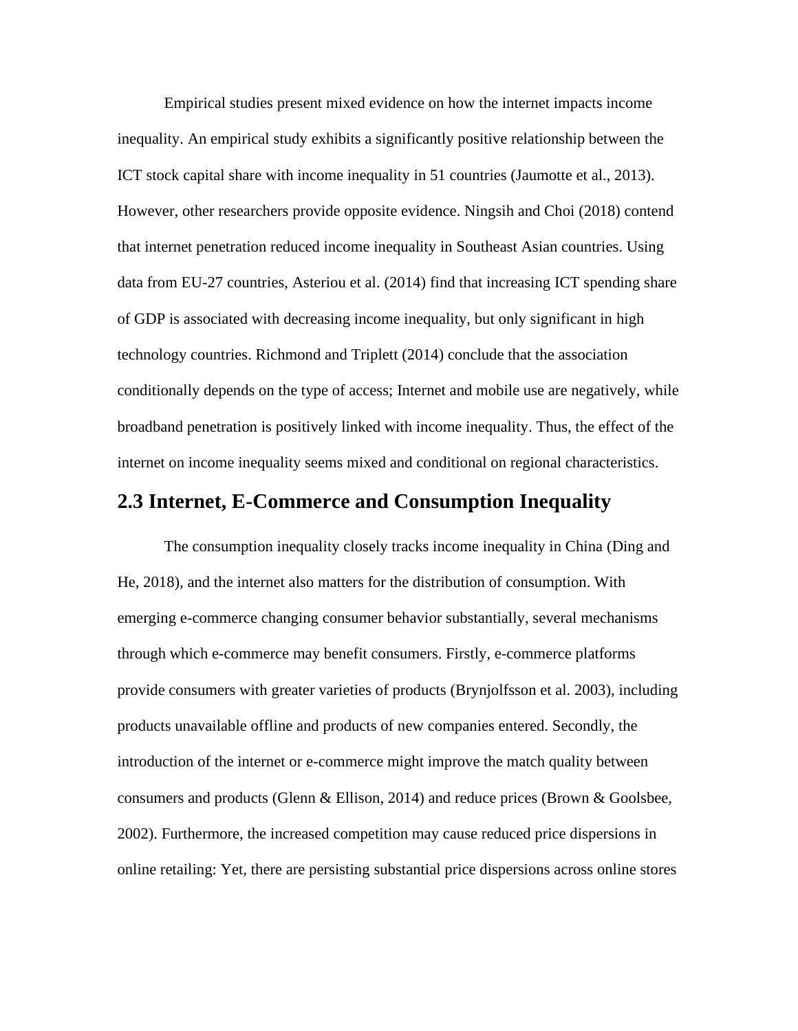Empirical studies present mixed evidence on how the internet impacts income inequality. An empirical study exhibits a significantly positive relationship between the ICT stock capital share with income inequality in 51 countries (Jaumotte et al., 2013). However, other researchers provide opposite evidence. Ningsih and Choi (2018) contend that internet penetration reduced income inequality in Southeast Asian countries. Using data from EU-27 countries, Asteriou et al. (2014) find that increasing ICT spending share of GDP is associated with decreasing income inequality, but only significant in high technology countries. Richmond and Triplett (2014) conclude that the association conditionally depends on the type of access; Internet and mobile use are negatively, while broadband penetration is positively linked with income inequality. Thus, the effect of the internet on income inequality seems mixed and conditional on regional characteristics.

## 2.3 Internet, E-Commerce and Consumption Inequality

The consumption inequality closely tracks income inequality in China (Ding and He, 2018), and the internet also matters for the distribution of consumption. With emerging e-commerce changing consumer behavior substantially, several mechanisms through which e-commerce may benefit consumers. Firstly, e-commerce platforms provide consumers with greater varieties of products (Brynjolfsson et al. 2003), including products unavailable offline and products of new companies entered. Secondly, the introduction of the internet or e-commerce might improve the match quality between consumers and products (Glenn & Ellison, 2014) and reduce prices (Brown & Goolsbee, 2002). Furthermore, the increased competition may cause reduced price dispersions in online retailing: Yet, there are persisting substantial price dispersions across online stores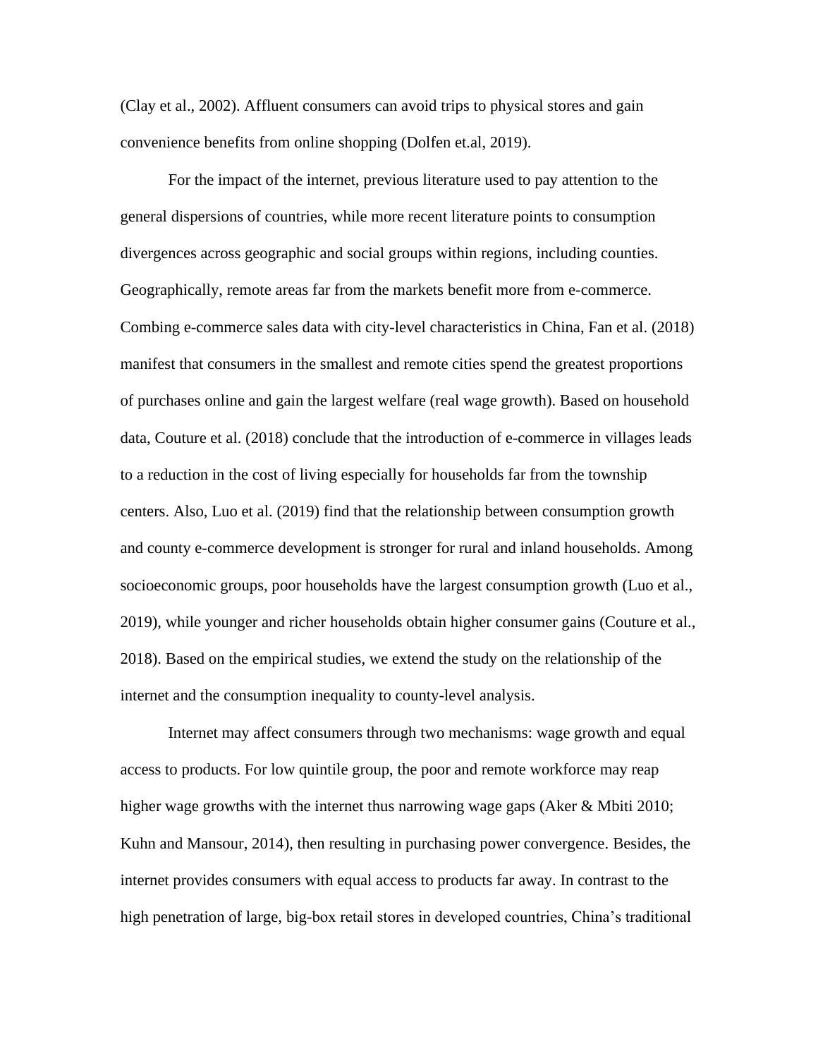(Clay et al., 2002). Affluent consumers can avoid trips to physical stores and gain convenience benefits from online shopping (Dolfen et.al, 2019).

For the impact of the internet, previous literature used to pay attention to the general dispersions of countries, while more recent literature points to consumption divergences across geographic and social groups within regions, including counties. Geographically, remote areas far from the markets benefit more from e-commerce. Combing e-commerce sales data with city-level characteristics in China, Fan et al. (2018) manifest that consumers in the smallest and remote cities spend the greatest proportions of purchases online and gain the largest welfare (real wage growth). Based on household data, Couture et al. (2018) conclude that the introduction of e-commerce in villages leads to a reduction in the cost of living especially for households far from the township centers. Also, Luo et al. (2019) find that the relationship between consumption growth and county e-commerce development is stronger for rural and inland households. Among socioeconomic groups, poor households have the largest consumption growth (Luo et al., 2019), while younger and richer households obtain higher consumer gains (Couture et al., 2018). Based on the empirical studies, we extend the study on the relationship of the internet and the consumption inequality to county-level analysis.

Internet may affect consumers through two mechanisms: wage growth and equal access to products. For low quintile group, the poor and remote workforce may reap higher wage growths with the internet thus narrowing wage gaps (Aker & Mbiti 2010; Kuhn and Mansour, 2014), then resulting in purchasing power convergence. Besides, the internet provides consumers with equal access to products far away. In contrast to the high penetration of large, big-box retail stores in developed countries, China's traditional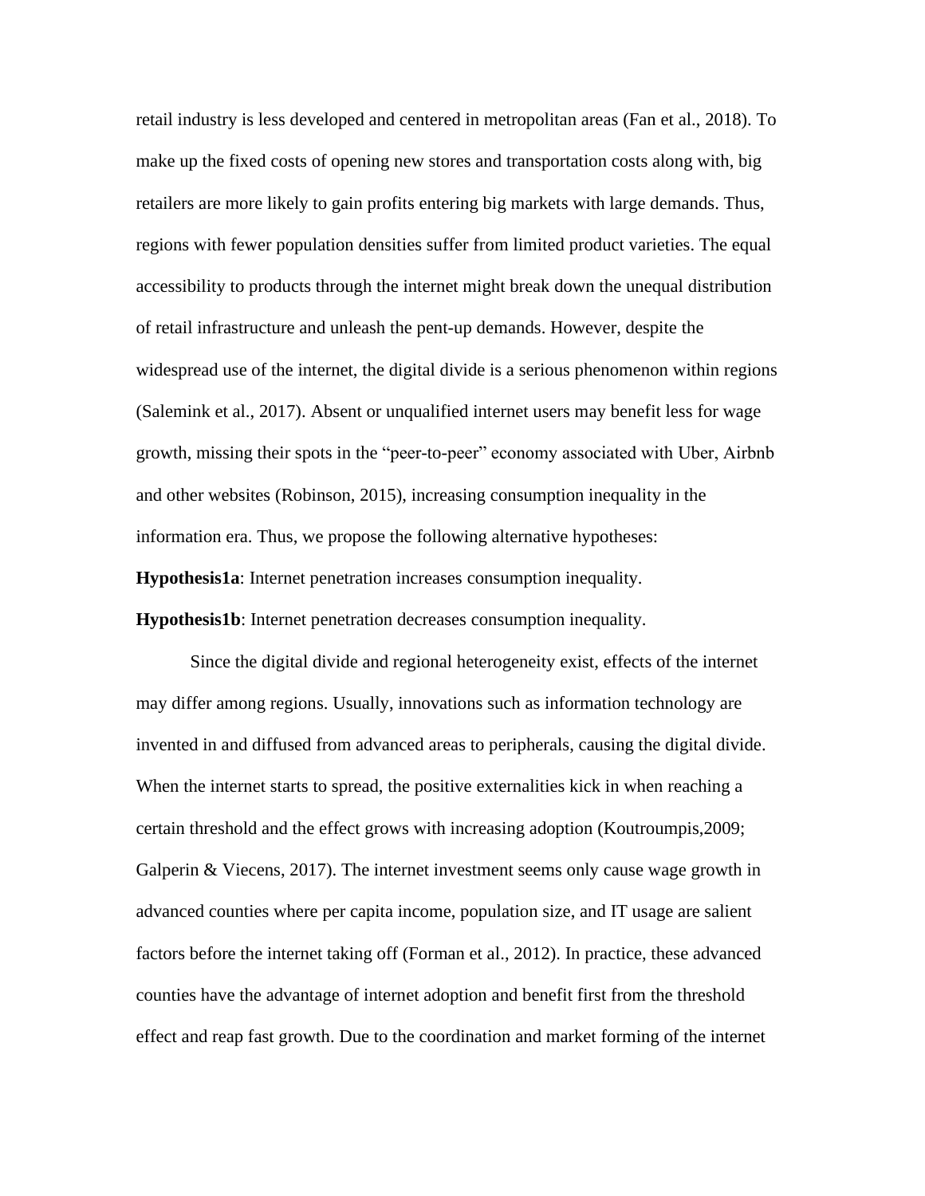retail industry is less developed and centered in metropolitan areas (Fan et al., 2018). To make up the fixed costs of opening new stores and transportation costs along with, big retailers are more likely to gain profits entering big markets with large demands. Thus, regions with fewer population densities suffer from limited product varieties. The equal accessibility to products through the internet might break down the unequal distribution of retail infrastructure and unleash the pent-up demands. However, despite the widespread use of the internet, the digital divide is a serious phenomenon within regions (Salemink et al., 2017). Absent or unqualified internet users may benefit less for wage growth, missing their spots in the "peer-to-peer" economy associated with Uber, Airbnb and other websites (Robinson, 2015), increasing consumption inequality in the information era. Thus, we propose the following alternative hypotheses:

**Hypothesis1a**: Internet penetration increases consumption inequality.

**Hypothesis1b**: Internet penetration decreases consumption inequality.

Since the digital divide and regional heterogeneity exist, effects of the internet may differ among regions. Usually, innovations such as information technology are invented in and diffused from advanced areas to peripherals, causing the digital divide. When the internet starts to spread, the positive externalities kick in when reaching a certain threshold and the effect grows with increasing adoption (Koutroumpis,2009; Galperin & Viecens, 2017). The internet investment seems only cause wage growth in advanced counties where per capita income, population size, and IT usage are salient factors before the internet taking off (Forman et al., 2012). In practice, these advanced counties have the advantage of internet adoption and benefit first from the threshold effect and reap fast growth. Due to the coordination and market forming of the internet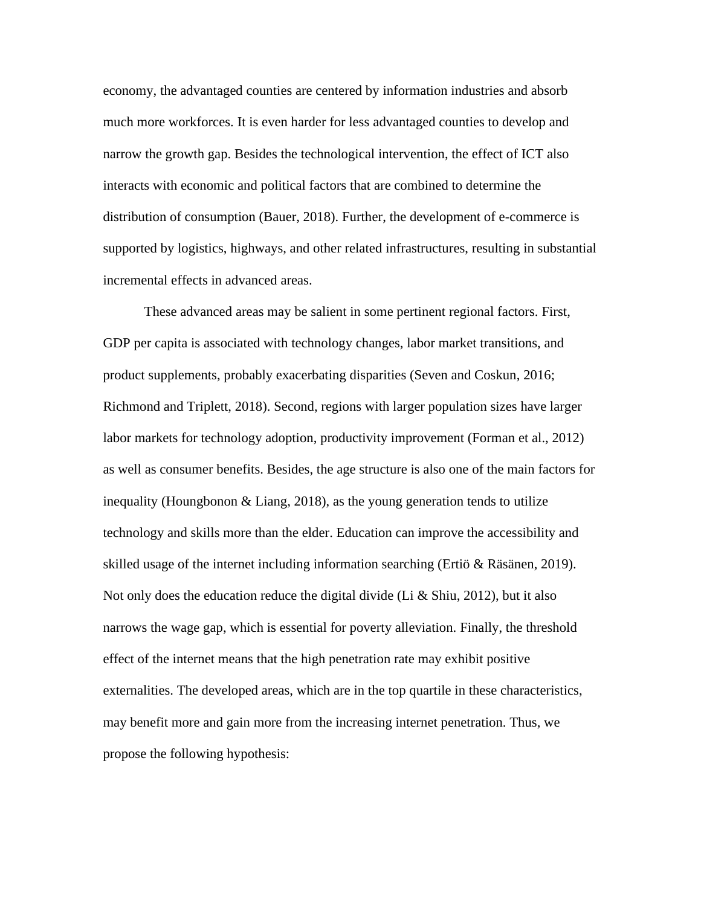economy, the advantaged counties are centered by information industries and absorb much more workforces. It is even harder for less advantaged counties to develop and narrow the growth gap. Besides the technological intervention, the effect of ICT also interacts with economic and political factors that are combined to determine the distribution of consumption (Bauer, 2018). Further, the development of e-commerce is supported by logistics, highways, and other related infrastructures, resulting in substantial incremental effects in advanced areas.

These advanced areas may be salient in some pertinent regional factors. First, GDP per capita is associated with technology changes, labor market transitions, and product supplements, probably exacerbating disparities (Seven and Coskun, 2016; Richmond and Triplett, 2018). Second, regions with larger population sizes have larger labor markets for technology adoption, productivity improvement (Forman et al., 2012) as well as consumer benefits. Besides, the age structure is also one of the main factors for inequality (Houngbonon & Liang, 2018), as the young generation tends to utilize technology and skills more than the elder. Education can improve the accessibility and skilled usage of the internet including information searching (Ertiö & Räsänen, 2019). Not only does the education reduce the digital divide (Li & Shiu, 2012), but it also narrows the wage gap, which is essential for poverty alleviation. Finally, the threshold effect of the internet means that the high penetration rate may exhibit positive externalities. The developed areas, which are in the top quartile in these characteristics, may benefit more and gain more from the increasing internet penetration. Thus, we propose the following hypothesis: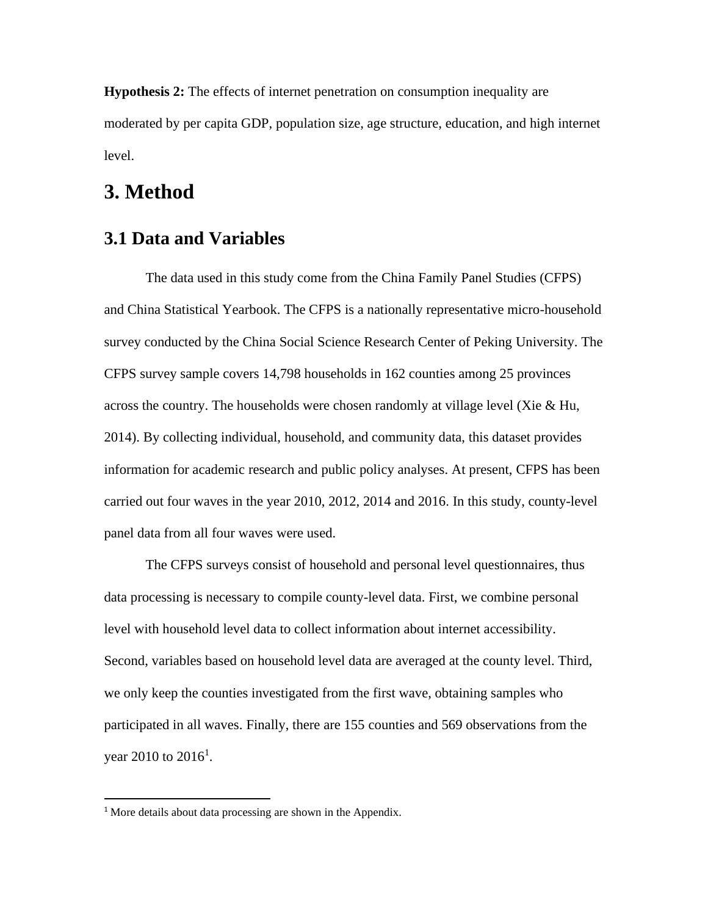**Hypothesis 2:** The effects of internet penetration on consumption inequality are moderated by per capita GDP, population size, age structure, education, and high internet level.

# 3. Method

## 3.1 Data and Variables

The data used in this study come from the China Family Panel Studies (CFPS) and China Statistical Yearbook. The CFPS is a nationally representative micro-household survey conducted by the China Social Science Research Center of Peking University. The CFPS survey sample covers 14,798 households in 162 counties among 25 provinces across the country. The households were chosen randomly at village level (Xie & Hu, 2014). By collecting individual, household, and community data, this dataset provides information for academic research and public policy analyses. At present, CFPS has been carried out four waves in the year 2010, 2012, 2014 and 2016. In this study, county-level panel data from all four waves were used.

The CFPS surveys consist of household and personal level questionnaires, thus data processing is necessary to compile county-level data. First, we combine personal level with household level data to collect information about internet accessibility. Second, variables based on household level data are averaged at the county level. Third, we only keep the counties investigated from the first wave, obtaining samples who participated in all waves. Finally, there are 155 counties and 569 observations from the year 2010 to 2016[1].

[1] More details about data processing are shown in the Appendix.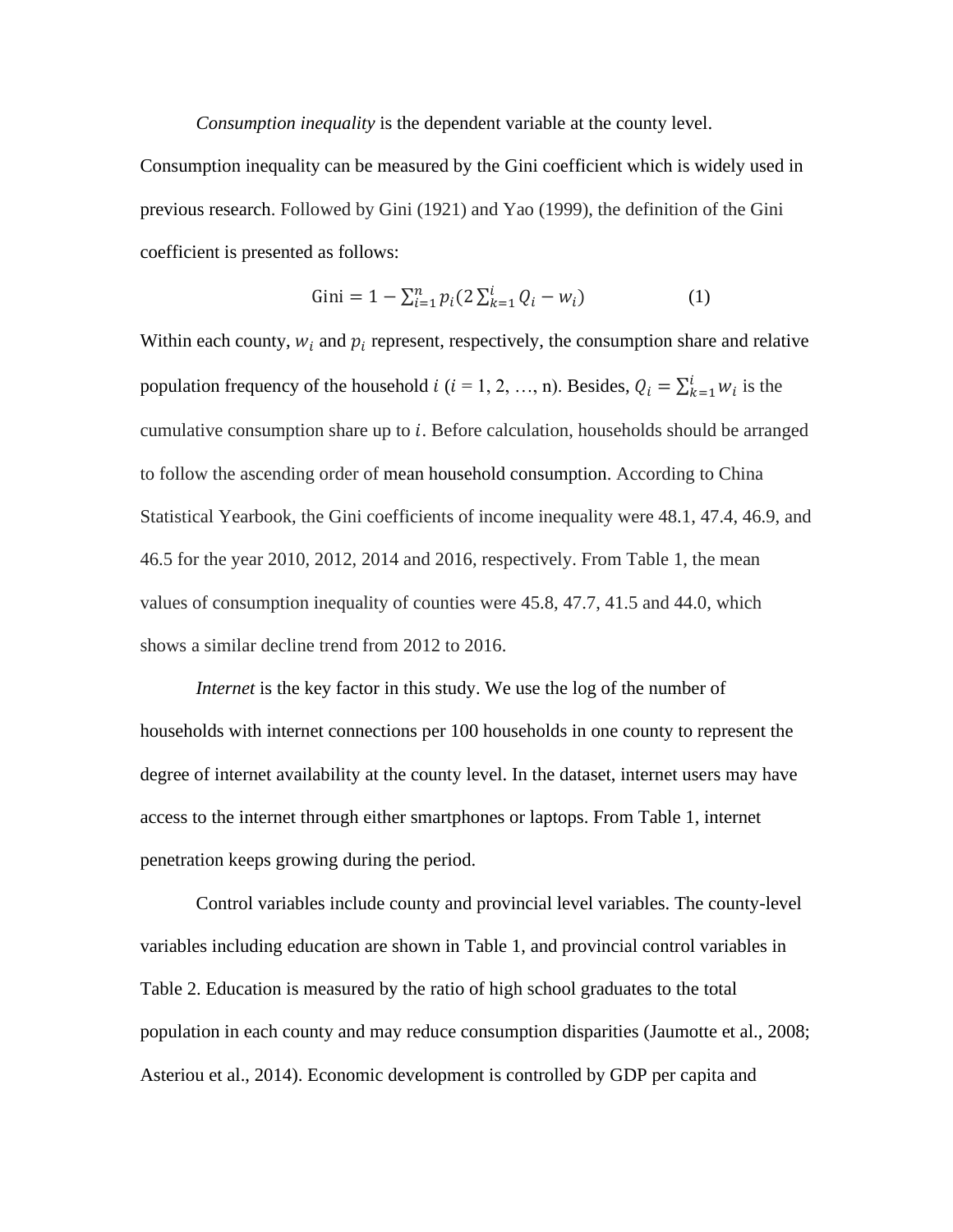*Consumption inequality* is the dependent variable at the county level. Consumption inequality can be measured by the Gini coefficient which is widely used in previous research. Followed by Gini (1921) and Yao (1999), the definition of the Gini coefficient is presented as follows:

$$\text{Gini} = 1 - \sum_{i=1}^{n} p_i (2 \sum_{k=1}^{i} Q_i - w_i) \quad (1)$$

Within each county, $w_i$ and $p_i$ represent, respectively, the consumption share and relative population frequency of the household $i$ ($i$ = 1, 2, …, n). Besides, $Q_i = \sum_{k=1}^{i} w_i$ is the cumulative consumption share up to $i$. Before calculation, households should be arranged to follow the ascending order of mean household consumption. According to China Statistical Yearbook, the Gini coefficients of income inequality were 48.1, 47.4, 46.9, and 46.5 for the year 2010, 2012, 2014 and 2016, respectively. From Table 1, the mean values of consumption inequality of counties were 45.8, 47.7, 41.5 and 44.0, which shows a similar decline trend from 2012 to 2016.

*Internet* is the key factor in this study. We use the log of the number of households with internet connections per 100 households in one county to represent the degree of internet availability at the county level. In the dataset, internet users may have access to the internet through either smartphones or laptops. From Table 1, internet penetration keeps growing during the period.

Control variables include county and provincial level variables. The county-level variables including education are shown in Table 1, and provincial control variables in Table 2. Education is measured by the ratio of high school graduates to the total population in each county and may reduce consumption disparities (Jaumotte et al., 2008; Asteriou et al., 2014). Economic development is controlled by GDP per capita and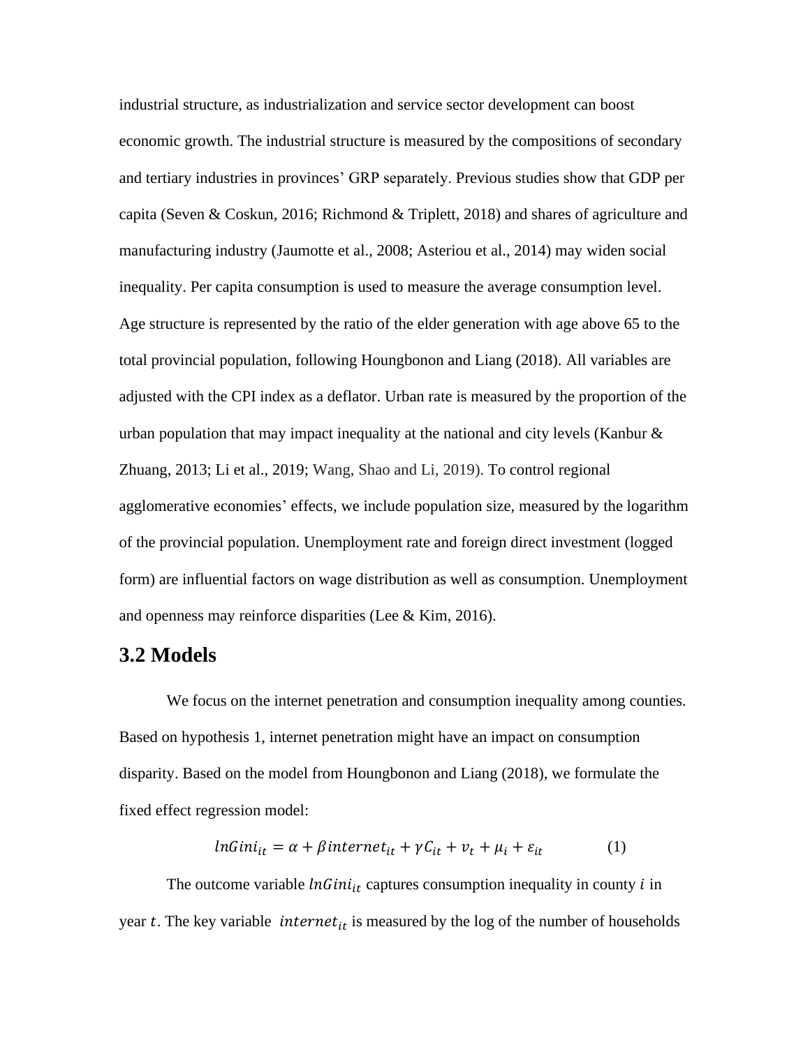industrial structure, as industrialization and service sector development can boost economic growth. The industrial structure is measured by the compositions of secondary and tertiary industries in provinces' GRP separately. Previous studies show that GDP per capita (Seven & Coskun, 2016; Richmond & Triplett, 2018) and shares of agriculture and manufacturing industry (Jaumotte et al., 2008; Asteriou et al., 2014) may widen social inequality. Per capita consumption is used to measure the average consumption level. Age structure is represented by the ratio of the elder generation with age above 65 to the total provincial population, following Houngbonon and Liang (2018). All variables are adjusted with the CPI index as a deflator. Urban rate is measured by the proportion of the urban population that may impact inequality at the national and city levels (Kanbur & Zhuang, 2013; Li et al., 2019; Wang, Shao and Li, 2019). To control regional agglomerative economies' effects, we include population size, measured by the logarithm of the provincial population. Unemployment rate and foreign direct investment (logged form) are influential factors on wage distribution as well as consumption. Unemployment and openness may reinforce disparities (Lee & Kim, 2016).

## 3.2 Models

We focus on the internet penetration and consumption inequality among counties. Based on hypothesis 1, internet penetration might have an impact on consumption disparity. Based on the model from Houngbonon and Liang (2018), we formulate the fixed effect regression model:

$$lnGini_{it} = \alpha + \beta internet_{it} + \gamma C_{it} + v_t + \mu_i + \varepsilon_{it} \qquad (1)$$

The outcome variable $lnGini_{it}$ captures consumption inequality in county $i$ in year $t$. The key variable $internet_{it}$ is measured by the log of the number of households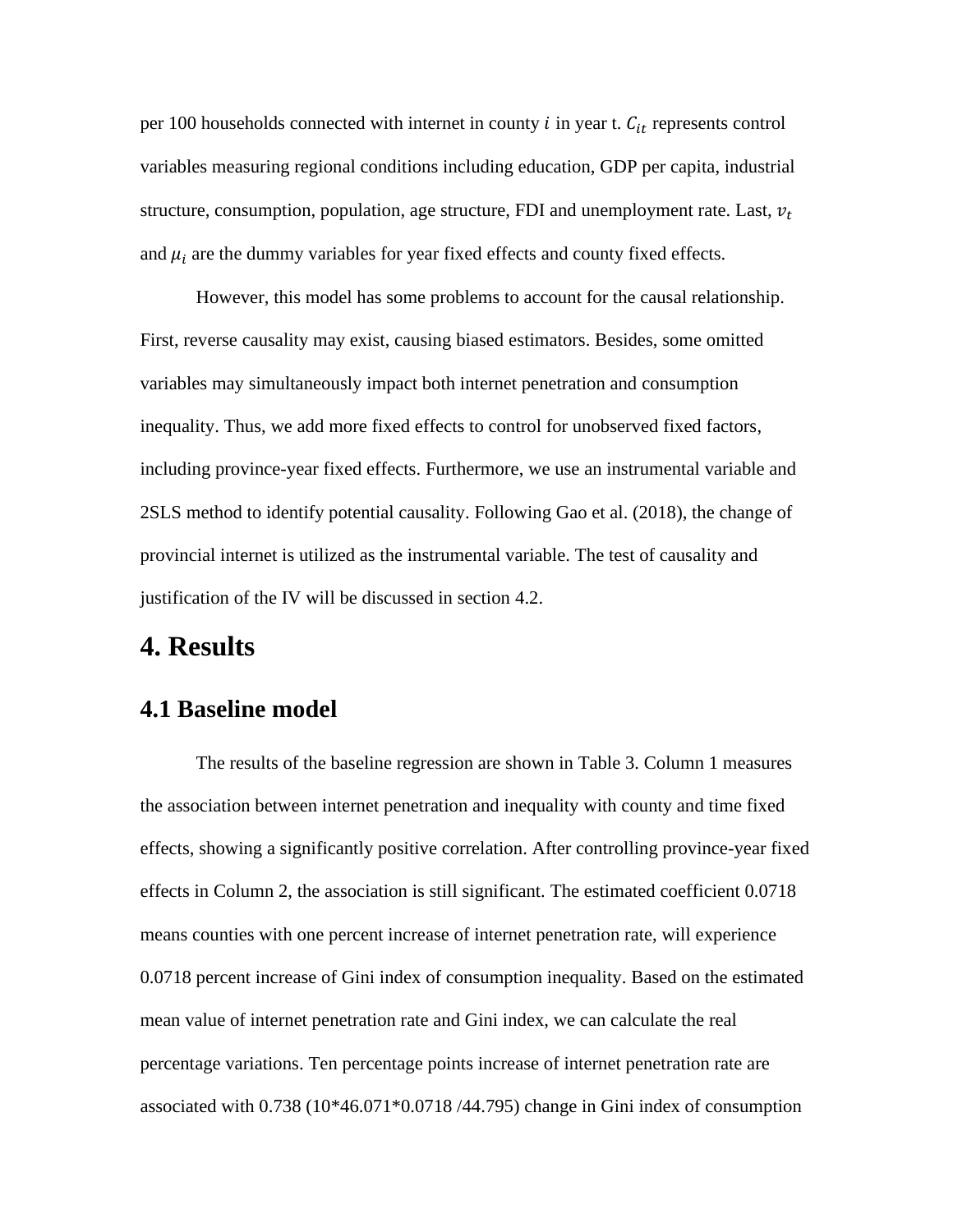per 100 households connected with internet in county $i$ in year t. $C_{it}$ represents control variables measuring regional conditions including education, GDP per capita, industrial structure, consumption, population, age structure, FDI and unemployment rate. Last, $v_t$ and $\mu_i$ are the dummy variables for year fixed effects and county fixed effects.

However, this model has some problems to account for the causal relationship. First, reverse causality may exist, causing biased estimators. Besides, some omitted variables may simultaneously impact both internet penetration and consumption inequality. Thus, we add more fixed effects to control for unobserved fixed factors, including province-year fixed effects. Furthermore, we use an instrumental variable and 2SLS method to identify potential causality. Following Gao et al. (2018), the change of provincial internet is utilized as the instrumental variable. The test of causality and justification of the IV will be discussed in section 4.2.

# 4. Results

## 4.1 Baseline model

The results of the baseline regression are shown in Table 3. Column 1 measures the association between internet penetration and inequality with county and time fixed effects, showing a significantly positive correlation. After controlling province-year fixed effects in Column 2, the association is still significant. The estimated coefficient 0.0718 means counties with one percent increase of internet penetration rate, will experience 0.0718 percent increase of Gini index of consumption inequality. Based on the estimated mean value of internet penetration rate and Gini index, we can calculate the real percentage variations. Ten percentage points increase of internet penetration rate are associated with 0.738 (10*46.071*0.0718 /44.795) change in Gini index of consumption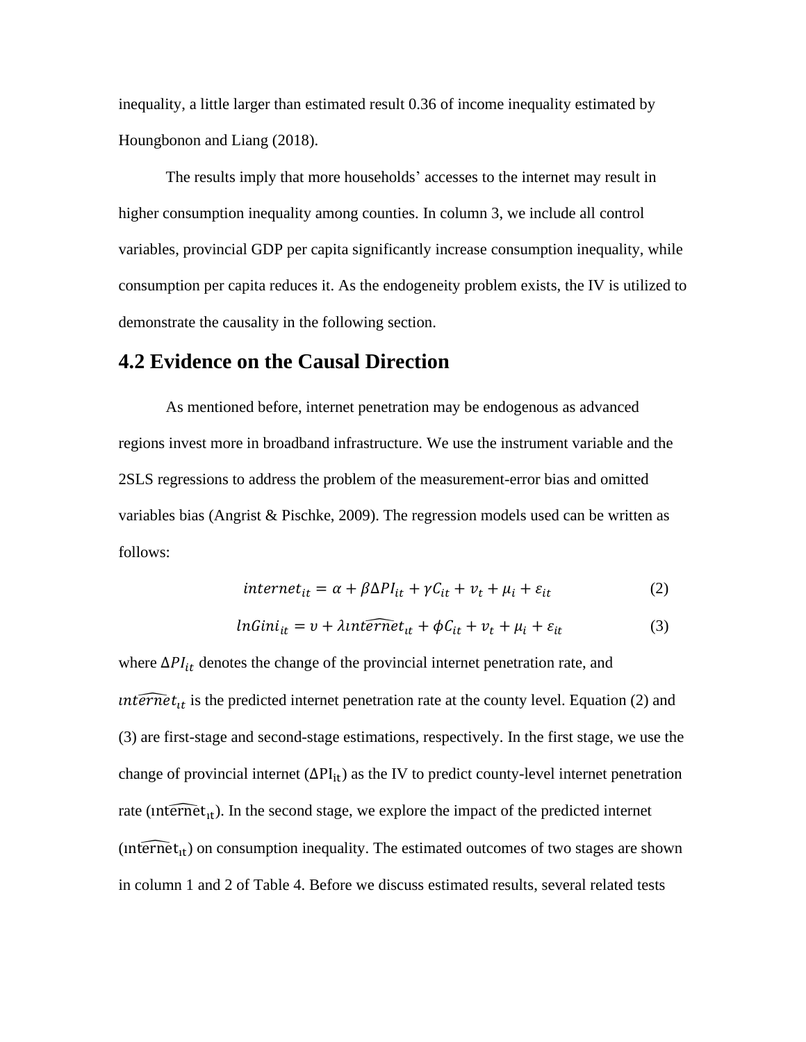inequality, a little larger than estimated result 0.36 of income inequality estimated by Houngbonon and Liang (2018).

The results imply that more households' accesses to the internet may result in higher consumption inequality among counties. In column 3, we include all control variables, provincial GDP per capita significantly increase consumption inequality, while consumption per capita reduces it. As the endogeneity problem exists, the IV is utilized to demonstrate the causality in the following section.

## 4.2 Evidence on the Causal Direction

As mentioned before, internet penetration may be endogenous as advanced regions invest more in broadband infrastructure. We use the instrument variable and the 2SLS regressions to address the problem of the measurement-error bias and omitted variables bias (Angrist & Pischke, 2009). The regression models used can be written as follows:

$$internet_{it} = \alpha + \beta \Delta PI_{it} + \gamma C_{it} + v_t + \mu_i + \varepsilon_{it} \tag{2}$$

$$lnGini_{it} = \upsilon + \lambda \widehat{internet}_{it} + \phi C_{it} + v_t + \mu_i + \varepsilon_{it} \tag{3}$$

where $\Delta PI_{it}$ denotes the change of the provincial internet penetration rate, and $\widehat{internet}_{it}$ is the predicted internet penetration rate at the county level. Equation (2) and (3) are first-stage and second-stage estimations, respectively. In the first stage, we use the change of provincial internet ($\Delta PI_{it}$) as the IV to predict county-level internet penetration rate ($\widehat{internet}_{it}$). In the second stage, we explore the impact of the predicted internet ($\widehat{internet}_{it}$) on consumption inequality. The estimated outcomes of two stages are shown in column 1 and 2 of Table 4. Before we discuss estimated results, several related tests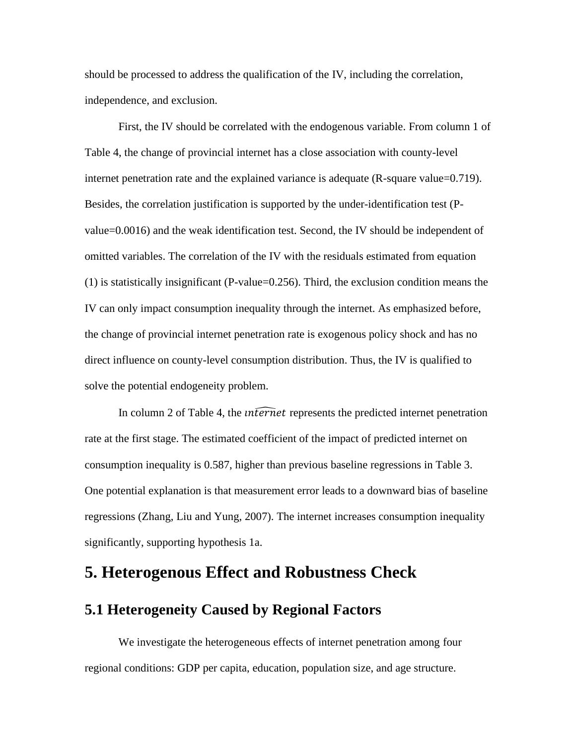should be processed to address the qualification of the IV, including the correlation, independence, and exclusion.

First, the IV should be correlated with the endogenous variable. From column 1 of Table 4, the change of provincial internet has a close association with county-level internet penetration rate and the explained variance is adequate (R-square value=0.719). Besides, the correlation justification is supported by the under-identification test (P-value=0.0016) and the weak identification test. Second, the IV should be independent of omitted variables. The correlation of the IV with the residuals estimated from equation (1) is statistically insignificant (P-value=0.256). Third, the exclusion condition means the IV can only impact consumption inequality through the internet. As emphasized before, the change of provincial internet penetration rate is exogenous policy shock and has no direct influence on county-level consumption distribution. Thus, the IV is qualified to solve the potential endogeneity problem.

In column 2 of Table 4, the $\widehat{internet}$ represents the predicted internet penetration rate at the first stage. The estimated coefficient of the impact of predicted internet on consumption inequality is 0.587, higher than previous baseline regressions in Table 3. One potential explanation is that measurement error leads to a downward bias of baseline regressions (Zhang, Liu and Yung, 2007). The internet increases consumption inequality significantly, supporting hypothesis 1a.

# 5. Heterogenous Effect and Robustness Check

## 5.1 Heterogeneity Caused by Regional Factors

We investigate the heterogeneous effects of internet penetration among four regional conditions: GDP per capita, education, population size, and age structure.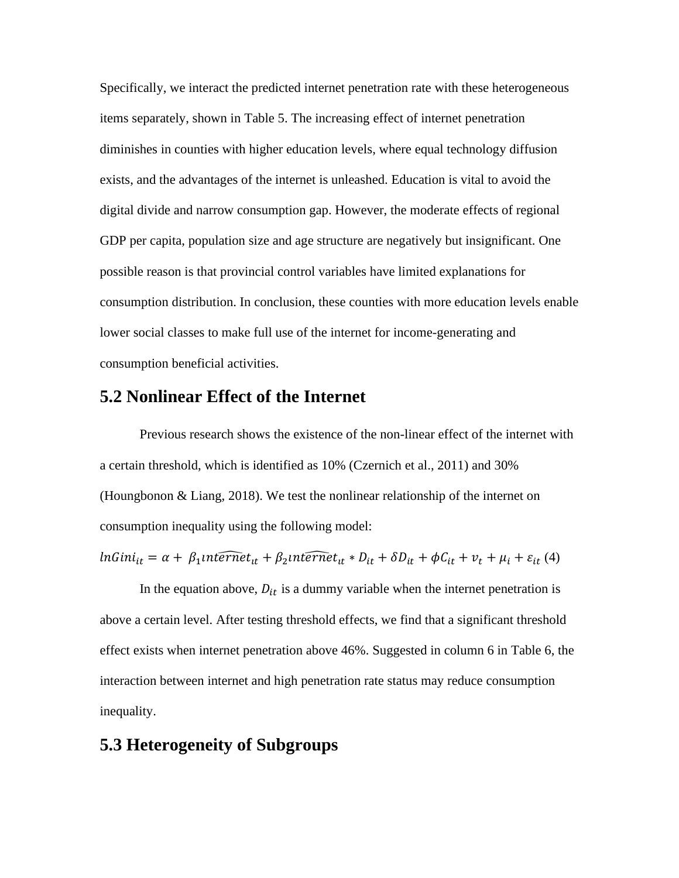Specifically, we interact the predicted internet penetration rate with these heterogeneous items separately, shown in Table 5. The increasing effect of internet penetration diminishes in counties with higher education levels, where equal technology diffusion exists, and the advantages of the internet is unleashed. Education is vital to avoid the digital divide and narrow consumption gap. However, the moderate effects of regional GDP per capita, population size and age structure are negatively but insignificant. One possible reason is that provincial control variables have limited explanations for consumption distribution. In conclusion, these counties with more education levels enable lower social classes to make full use of the internet for income-generating and consumption beneficial activities.

## 5.2 Nonlinear Effect of the Internet

Previous research shows the existence of the non-linear effect of the internet with a certain threshold, which is identified as 10% (Czernich et al., 2011) and 30% (Houngbonon & Liang, 2018). We test the nonlinear relationship of the internet on consumption inequality using the following model:

$$lnGini_{it} = \alpha + \beta_1 \widehat{internet}_{it} + \beta_2 \widehat{internet}_{it} * D_{it} + \delta D_{it} + \phi C_{it} + v_t + \mu_i + \varepsilon_{it} \quad (4)$$

In the equation above, $D_{it}$ is a dummy variable when the internet penetration is above a certain level. After testing threshold effects, we find that a significant threshold effect exists when internet penetration above 46%. Suggested in column 6 in Table 6, the interaction between internet and high penetration rate status may reduce consumption inequality.

## 5.3 Heterogeneity of Subgroups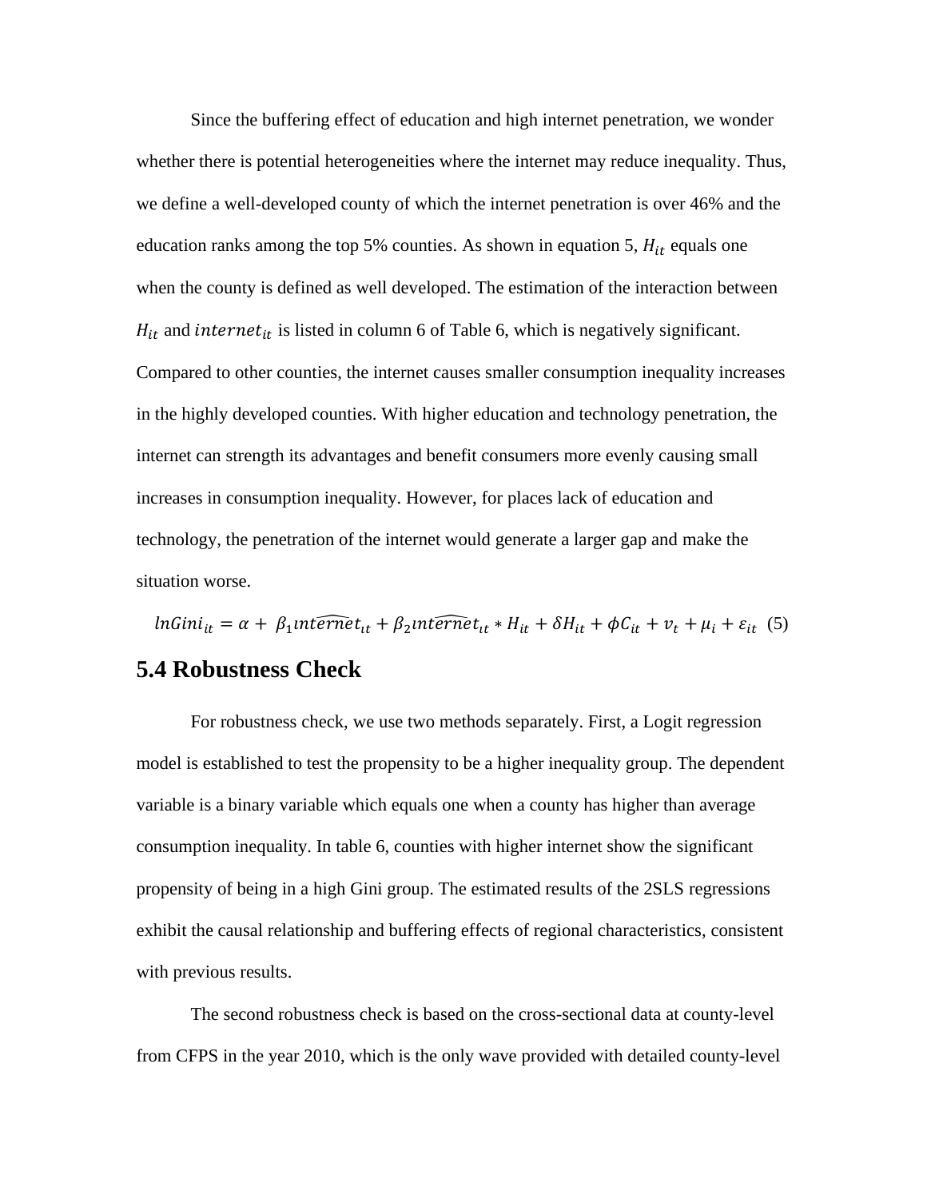Since the buffering effect of education and high internet penetration, we wonder whether there is potential heterogeneities where the internet may reduce inequality. Thus, we define a well-developed county of which the internet penetration is over 46% and the education ranks among the top 5% counties. As shown in equation 5, $H_{it}$ equals one when the county is defined as well developed. The estimation of the interaction between $H_{it}$ and $internet_{it}$ is listed in column 6 of Table 6, which is negatively significant. Compared to other counties, the internet causes smaller consumption inequality increases in the highly developed counties. With higher education and technology penetration, the internet can strength its advantages and benefit consumers more evenly causing small increases in consumption inequality. However, for places lack of education and technology, the penetration of the internet would generate a larger gap and make the situation worse.

$$lnGini_{it} = \alpha + \beta_1 \widehat{internet}_{it} + \beta_2 \widehat{internet}_{it} * H_{it} + \delta H_{it} + \phi C_{it} + v_t + \mu_i + \varepsilon_{it} \quad (5)$$

## 5.4 Robustness Check

For robustness check, we use two methods separately. First, a Logit regression model is established to test the propensity to be a higher inequality group. The dependent variable is a binary variable which equals one when a county has higher than average consumption inequality. In table 6, counties with higher internet show the significant propensity of being in a high Gini group. The estimated results of the 2SLS regressions exhibit the causal relationship and buffering effects of regional characteristics, consistent with previous results.

The second robustness check is based on the cross-sectional data at county-level from CFPS in the year 2010, which is the only wave provided with detailed county-level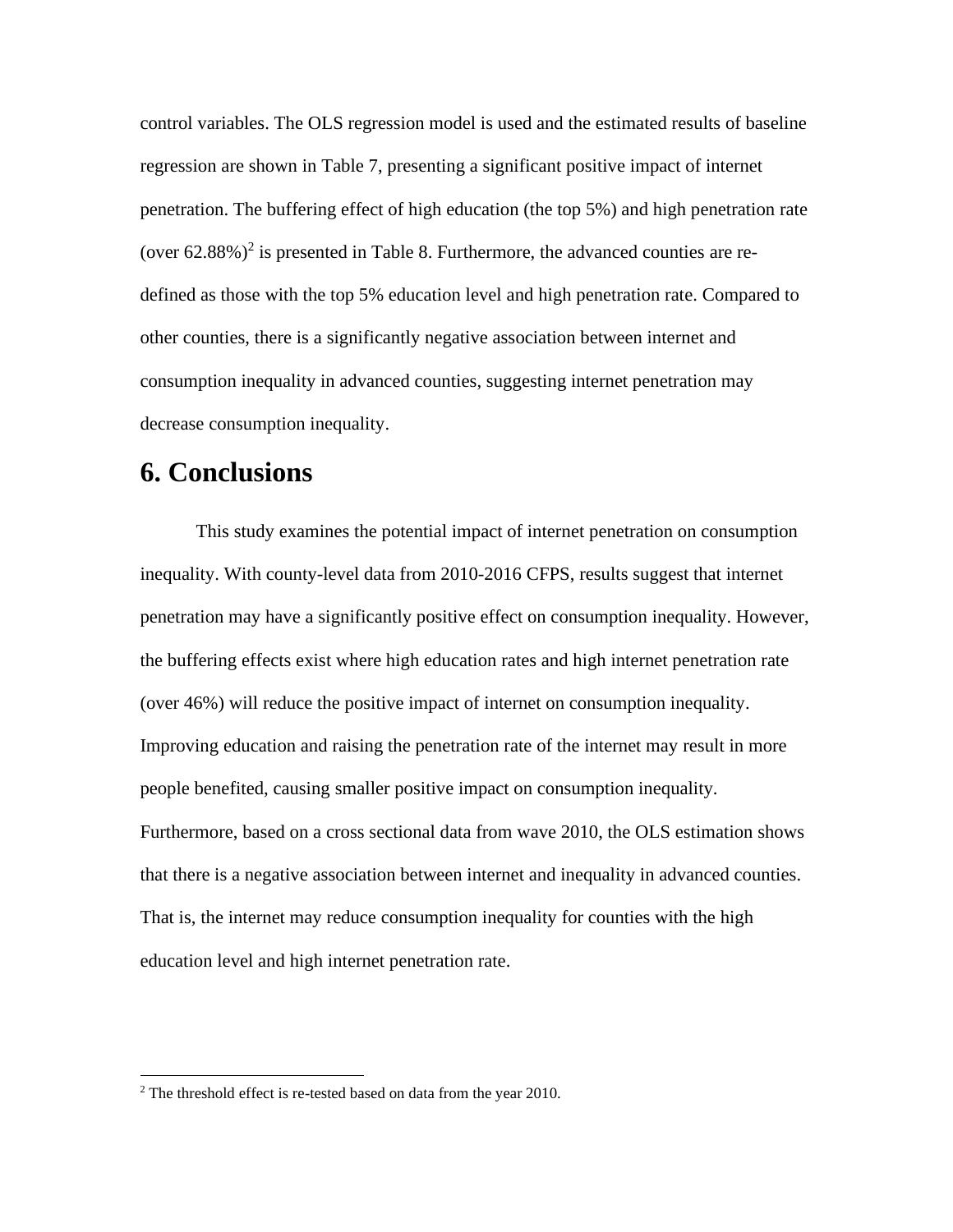control variables. The OLS regression model is used and the estimated results of baseline regression are shown in Table 7, presenting a significant positive impact of internet penetration. The buffering effect of high education (the top 5%) and high penetration rate (over 62.88%)[2] is presented in Table 8. Furthermore, the advanced counties are re-defined as those with the top 5% education level and high penetration rate. Compared to other counties, there is a significantly negative association between internet and consumption inequality in advanced counties, suggesting internet penetration may decrease consumption inequality.

# 6. Conclusions

This study examines the potential impact of internet penetration on consumption inequality. With county-level data from 2010-2016 CFPS, results suggest that internet penetration may have a significantly positive effect on consumption inequality. However, the buffering effects exist where high education rates and high internet penetration rate (over 46%) will reduce the positive impact of internet on consumption inequality. Improving education and raising the penetration rate of the internet may result in more people benefited, causing smaller positive impact on consumption inequality. Furthermore, based on a cross sectional data from wave 2010, the OLS estimation shows that there is a negative association between internet and inequality in advanced counties. That is, the internet may reduce consumption inequality for counties with the high education level and high internet penetration rate.

---

[2] The threshold effect is re-tested based on data from the year 2010.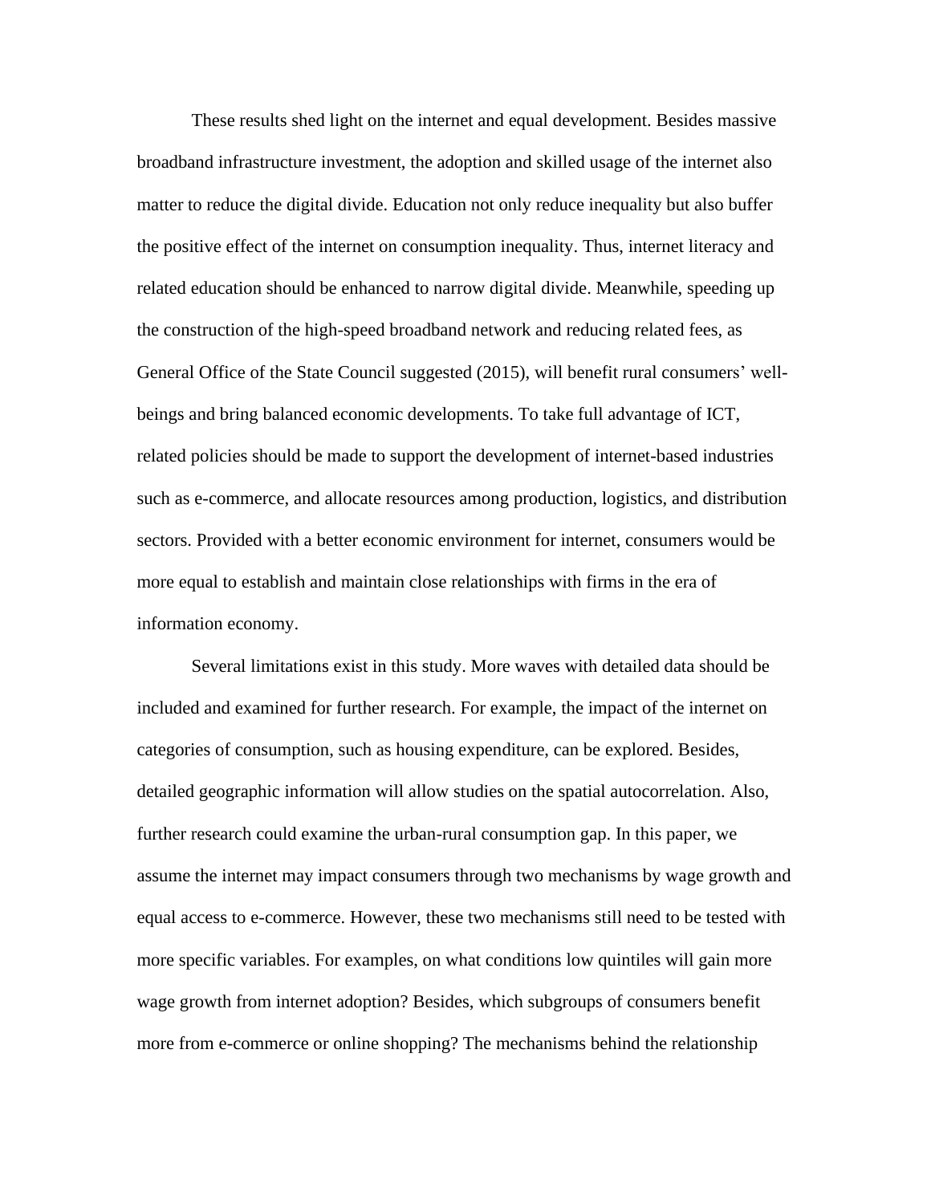These results shed light on the internet and equal development. Besides massive broadband infrastructure investment, the adoption and skilled usage of the internet also matter to reduce the digital divide. Education not only reduce inequality but also buffer the positive effect of the internet on consumption inequality. Thus, internet literacy and related education should be enhanced to narrow digital divide. Meanwhile, speeding up the construction of the high-speed broadband network and reducing related fees, as General Office of the State Council suggested (2015), will benefit rural consumers' well-beings and bring balanced economic developments. To take full advantage of ICT, related policies should be made to support the development of internet-based industries such as e-commerce, and allocate resources among production, logistics, and distribution sectors. Provided with a better economic environment for internet, consumers would be more equal to establish and maintain close relationships with firms in the era of information economy.

Several limitations exist in this study. More waves with detailed data should be included and examined for further research. For example, the impact of the internet on categories of consumption, such as housing expenditure, can be explored. Besides, detailed geographic information will allow studies on the spatial autocorrelation. Also, further research could examine the urban-rural consumption gap. In this paper, we assume the internet may impact consumers through two mechanisms by wage growth and equal access to e-commerce. However, these two mechanisms still need to be tested with more specific variables. For examples, on what conditions low quintiles will gain more wage growth from internet adoption? Besides, which subgroups of consumers benefit more from e-commerce or online shopping? The mechanisms behind the relationship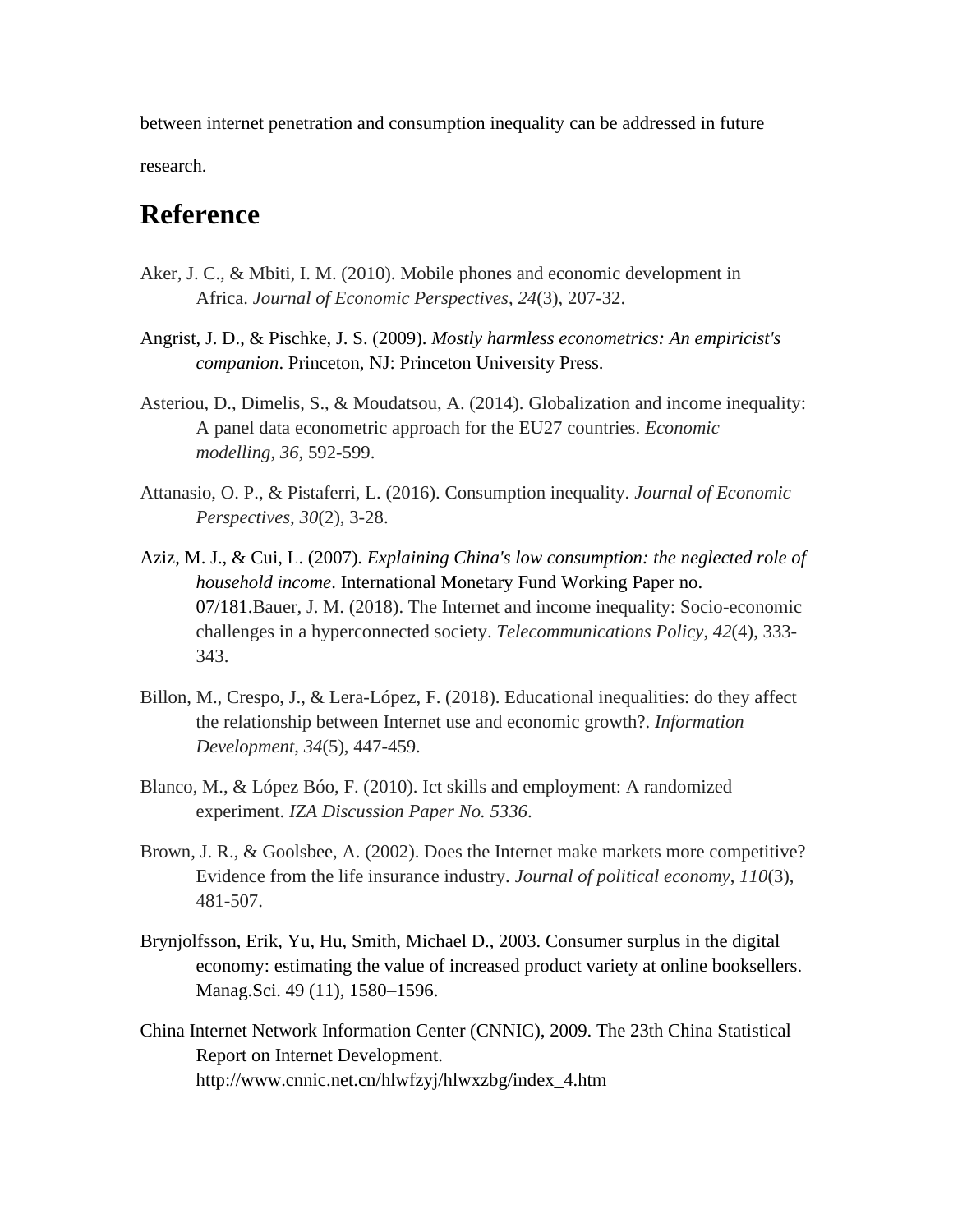between internet penetration and consumption inequality can be addressed in future research.

# Reference

Aker, J. C., & Mbiti, I. M. (2010). Mobile phones and economic development in Africa. *Journal of Economic Perspectives*, *24*(3), 207-32.

Angrist, J. D., & Pischke, J. S. (2009). *Mostly harmless econometrics: An empiricist's companion*. Princeton, NJ: Princeton University Press.

Asteriou, D., Dimelis, S., & Moudatsou, A. (2014). Globalization and income inequality: A panel data econometric approach for the EU27 countries. *Economic modelling*, *36*, 592-599.

Attanasio, O. P., & Pistaferri, L. (2016). Consumption inequality. *Journal of Economic Perspectives*, *30*(2), 3-28.

Aziz, M. J., & Cui, L. (2007). *Explaining China's low consumption: the neglected role of household income*. International Monetary Fund Working Paper no. 07/181.Bauer, J. M. (2018). The Internet and income inequality: Socio-economic challenges in a hyperconnected society. *Telecommunications Policy*, *42*(4), 333-343.

Billon, M., Crespo, J., & Lera-López, F. (2018). Educational inequalities: do they affect the relationship between Internet use and economic growth?. *Information Development*, *34*(5), 447-459.

Blanco, M., & López Bóo, F. (2010). Ict skills and employment: A randomized experiment. *IZA Discussion Paper No. 5336*.

Brown, J. R., & Goolsbee, A. (2002). Does the Internet make markets more competitive? Evidence from the life insurance industry. *Journal of political economy*, *110*(3), 481-507.

Brynjolfsson, Erik, Yu, Hu, Smith, Michael D., 2003. Consumer surplus in the digital economy: estimating the value of increased product variety at online booksellers. Manag.Sci. 49 (11), 1580–1596.

China Internet Network Information Center (CNNIC), 2009. The 23th China Statistical Report on Internet Development. http://www.cnnic.net.cn/hlwfzyj/hlwxzbg/index_4.htm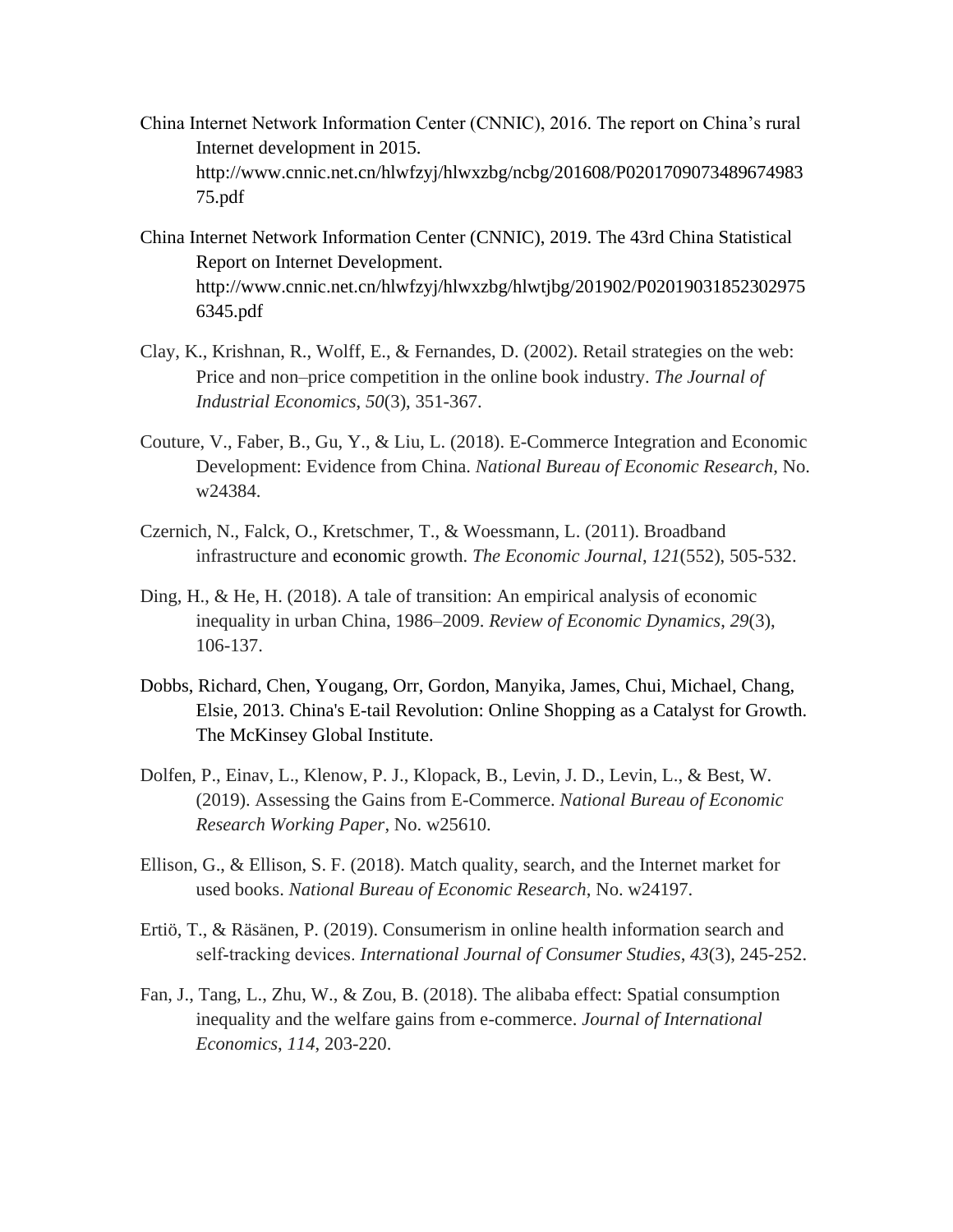China Internet Network Information Center (CNNIC), 2016. The report on China's rural Internet development in 2015. http://www.cnnic.net.cn/hlwfzyj/hlwxzbg/ncbg/201608/P020170907348967498375.pdf

China Internet Network Information Center (CNNIC), 2019. The 43rd China Statistical Report on Internet Development. http://www.cnnic.net.cn/hlwfzyj/hlwxzbg/hlwtjbg/201902/P020190318523029756345.pdf

Clay, K., Krishnan, R., Wolff, E., & Fernandes, D. (2002). Retail strategies on the web: Price and non–price competition in the online book industry. *The Journal of Industrial Economics*, *50*(3), 351-367.

Couture, V., Faber, B., Gu, Y., & Liu, L. (2018). E-Commerce Integration and Economic Development: Evidence from China. *National Bureau of Economic Research*, No. w24384.

Czernich, N., Falck, O., Kretschmer, T., & Woessmann, L. (2011). Broadband infrastructure and economic growth. *The Economic Journal*, *121*(552), 505-532.

Ding, H., & He, H. (2018). A tale of transition: An empirical analysis of economic inequality in urban China, 1986–2009. *Review of Economic Dynamics*, *29*(3), 106-137.

Dobbs, Richard, Chen, Yougang, Orr, Gordon, Manyika, James, Chui, Michael, Chang, Elsie, 2013. China's E-tail Revolution: Online Shopping as a Catalyst for Growth. The McKinsey Global Institute.

Dolfen, P., Einav, L., Klenow, P. J., Klopack, B., Levin, J. D., Levin, L., & Best, W. (2019). Assessing the Gains from E-Commerce. *National Bureau of Economic Research Working Paper*, No. w25610.

Ellison, G., & Ellison, S. F. (2018). Match quality, search, and the Internet market for used books. *National Bureau of Economic Research*, No. w24197.

Ertiö, T., & Räsänen, P. (2019). Consumerism in online health information search and self-tracking devices. *International Journal of Consumer Studies*, *43*(3), 245-252.

Fan, J., Tang, L., Zhu, W., & Zou, B. (2018). The alibaba effect: Spatial consumption inequality and the welfare gains from e-commerce. *Journal of International Economics*, *114*, 203-220.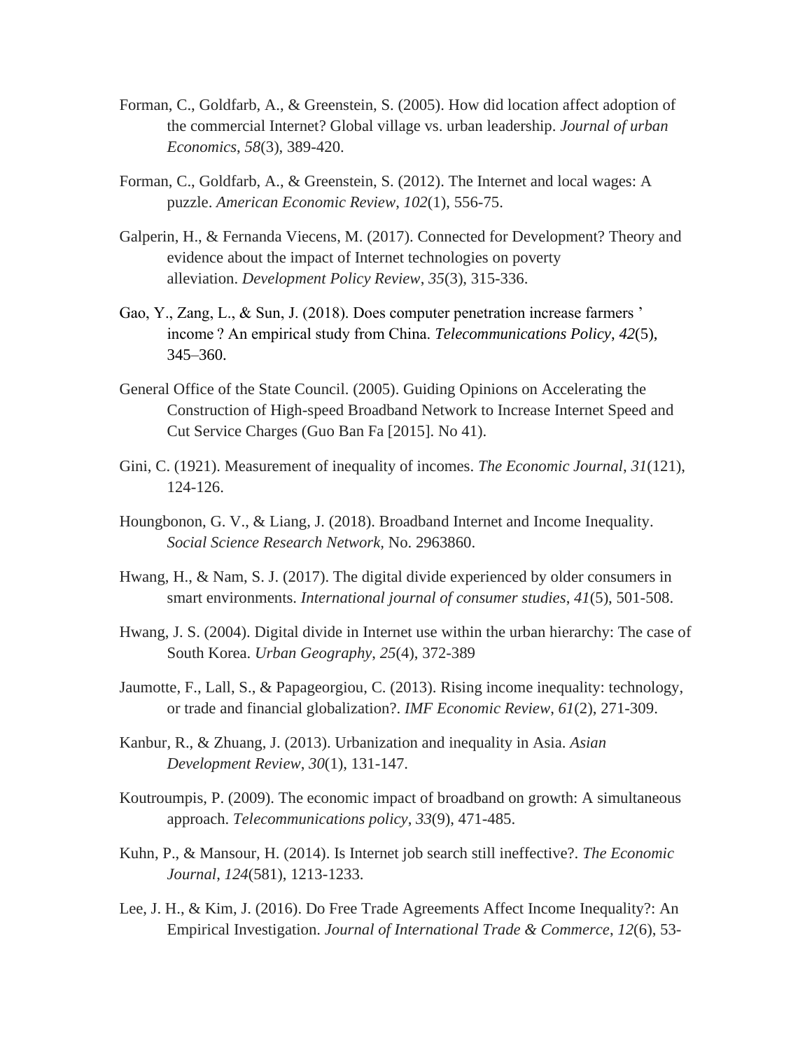Forman, C., Goldfarb, A., & Greenstein, S. (2005). How did location affect adoption of the commercial Internet? Global village vs. urban leadership. *Journal of urban Economics*, *58*(3), 389-420.

Forman, C., Goldfarb, A., & Greenstein, S. (2012). The Internet and local wages: A puzzle. *American Economic Review*, *102*(1), 556-75.

Galperin, H., & Fernanda Viecens, M. (2017). Connected for Development? Theory and evidence about the impact of Internet technologies on poverty alleviation. *Development Policy Review*, *35*(3), 315-336.

Gao, Y., Zang, L., & Sun, J. (2018). Does computer penetration increase farmers ' income ? An empirical study from China. *Telecommunications Policy*, *42*(5), 345–360.

General Office of the State Council. (2005). Guiding Opinions on Accelerating the Construction of High-speed Broadband Network to Increase Internet Speed and Cut Service Charges (Guo Ban Fa [2015]. No 41).

Gini, C. (1921). Measurement of inequality of incomes. *The Economic Journal*, *31*(121), 124-126.

Houngbonon, G. V., & Liang, J. (2018). Broadband Internet and Income Inequality. *Social Science Research Network*, No. 2963860.

Hwang, H., & Nam, S. J. (2017). The digital divide experienced by older consumers in smart environments. *International journal of consumer studies*, *41*(5), 501-508.

Hwang, J. S. (2004). Digital divide in Internet use within the urban hierarchy: The case of South Korea. *Urban Geography*, *25*(4), 372-389

Jaumotte, F., Lall, S., & Papageorgiou, C. (2013). Rising income inequality: technology, or trade and financial globalization?. *IMF Economic Review*, *61*(2), 271-309.

Kanbur, R., & Zhuang, J. (2013). Urbanization and inequality in Asia. *Asian Development Review*, *30*(1), 131-147.

Koutroumpis, P. (2009). The economic impact of broadband on growth: A simultaneous approach. *Telecommunications policy*, *33*(9), 471-485.

Kuhn, P., & Mansour, H. (2014). Is Internet job search still ineffective?. *The Economic Journal*, *124*(581), 1213-1233.

Lee, J. H., & Kim, J. (2016). Do Free Trade Agreements Affect Income Inequality?: An Empirical Investigation. *Journal of International Trade & Commerce*, *12*(6), 53-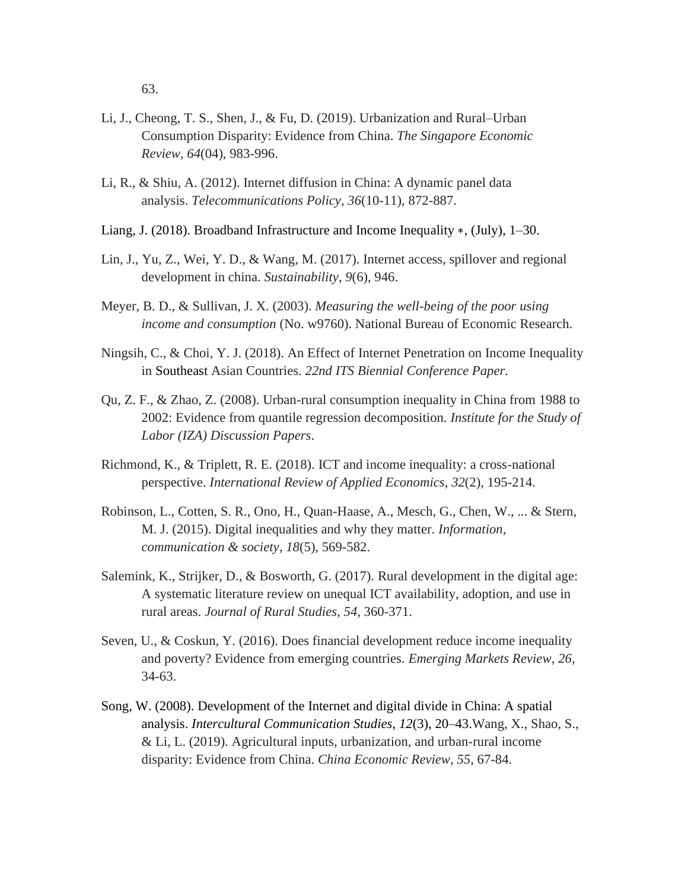63.

Li, J., Cheong, T. S., Shen, J., & Fu, D. (2019). Urbanization and Rural–Urban Consumption Disparity: Evidence from China. *The Singapore Economic Review*, *64*(04), 983-996.

Li, R., & Shiu, A. (2012). Internet diffusion in China: A dynamic panel data analysis. *Telecommunications Policy*, *36*(10-11), 872-887.

Liang, J. (2018). Broadband Infrastructure and Income Inequality ∗, (July), 1–30.

Lin, J., Yu, Z., Wei, Y. D., & Wang, M. (2017). Internet access, spillover and regional development in china. *Sustainability*, *9*(6), 946.

Meyer, B. D., & Sullivan, J. X. (2003). *Measuring the well-being of the poor using income and consumption* (No. w9760). National Bureau of Economic Research.

Ningsih, C., & Choi, Y. J. (2018). An Effect of Internet Penetration on Income Inequality in Southeast Asian Countries. *22nd ITS Biennial Conference Paper.*

Qu, Z. F., & Zhao, Z. (2008). Urban-rural consumption inequality in China from 1988 to 2002: Evidence from quantile regression decomposition. *Institute for the Study of Labor (IZA) Discussion Papers*.

Richmond, K., & Triplett, R. E. (2018). ICT and income inequality: a cross-national perspective. *International Review of Applied Economics*, *32*(2), 195-214.

Robinson, L., Cotten, S. R., Ono, H., Quan-Haase, A., Mesch, G., Chen, W., ... & Stern, M. J. (2015). Digital inequalities and why they matter. *Information, communication & society*, *18*(5), 569-582.

Salemink, K., Strijker, D., & Bosworth, G. (2017). Rural development in the digital age: A systematic literature review on unequal ICT availability, adoption, and use in rural areas. *Journal of Rural Studies*, *54*, 360-371.

Seven, U., & Coskun, Y. (2016). Does financial development reduce income inequality and poverty? Evidence from emerging countries. *Emerging Markets Review*, *26*, 34-63.

Song, W. (2008). Development of the Internet and digital divide in China: A spatial analysis. *Intercultural Communication Studies*, *12*(3), 20–43.Wang, X., Shao, S., & Li, L. (2019). Agricultural inputs, urbanization, and urban-rural income disparity: Evidence from China. *China Economic Review*, *55*, 67-84.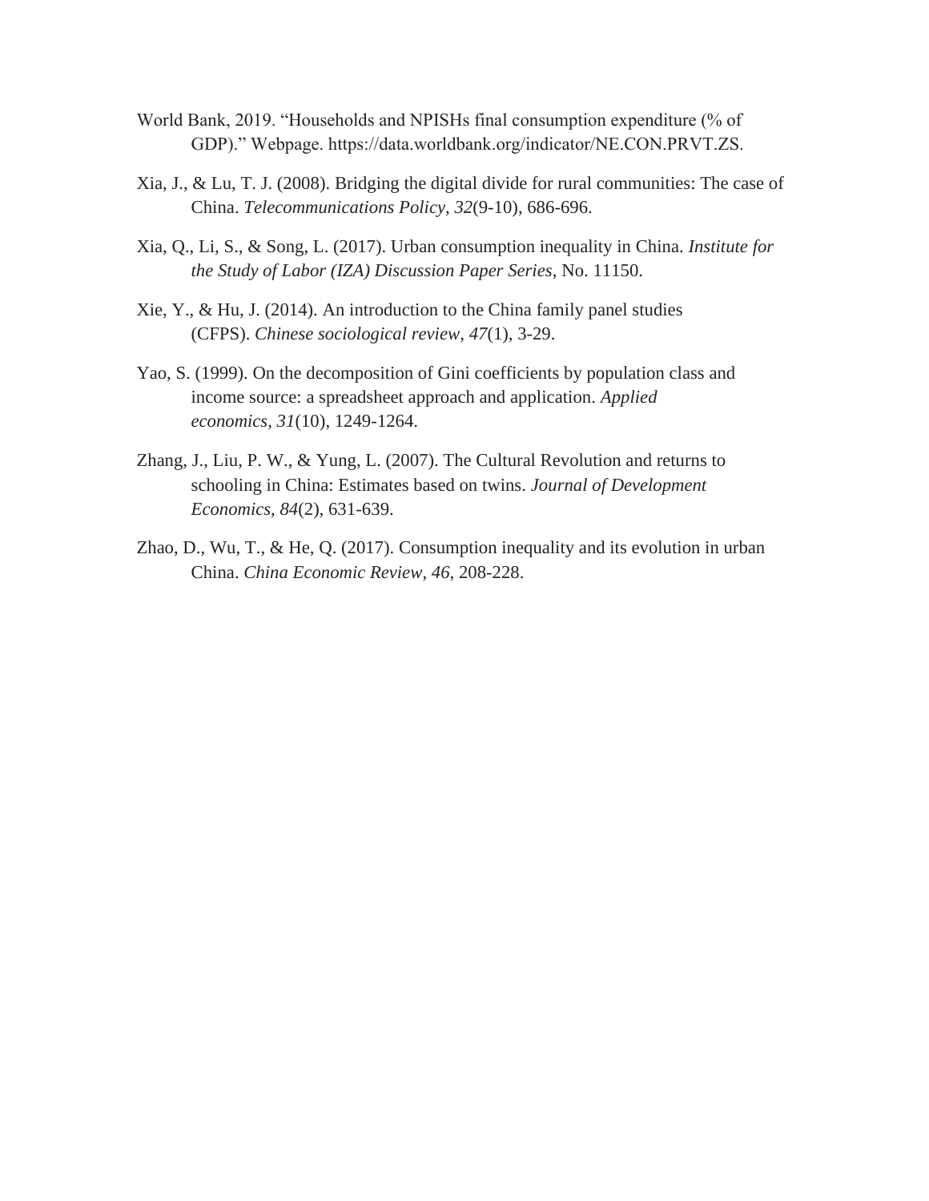World Bank, 2019. “Households and NPISHs final consumption expenditure (% of GDP).” Webpage. https://data.worldbank.org/indicator/NE.CON.PRVT.ZS.

Xia, J., & Lu, T. J. (2008). Bridging the digital divide for rural communities: The case of China. *Telecommunications Policy*, *32*(9-10), 686-696.

Xia, Q., Li, S., & Song, L. (2017). Urban consumption inequality in China. *Institute for the Study of Labor (IZA) Discussion Paper Series*, No. 11150.

Xie, Y., & Hu, J. (2014). An introduction to the China family panel studies (CFPS). *Chinese sociological review*, *47*(1), 3-29.

Yao, S. (1999). On the decomposition of Gini coefficients by population class and income source: a spreadsheet approach and application. *Applied economics*, *31*(10), 1249-1264.

Zhang, J., Liu, P. W., & Yung, L. (2007). The Cultural Revolution and returns to schooling in China: Estimates based on twins. *Journal of Development Economics*, *84*(2), 631-639.

Zhao, D., Wu, T., & He, Q. (2017). Consumption inequality and its evolution in urban China. *China Economic Review*, *46*, 208-228.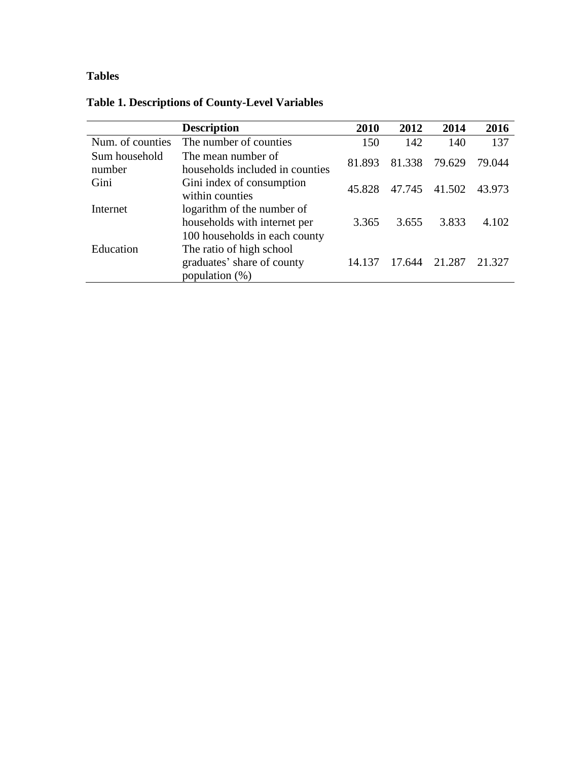**Tables**

**Table 1. Descriptions of County-Level Variables**

| | Description | 2010 | 2012 | 2014 | 2016 |
|---|---|---|---|---|---|
| Num. of counties | The number of counties | 150 | 142 | 140 | 137 |
| Sum household number | The mean number of households included in counties | 81.893 | 81.338 | 79.629 | 79.044 |
| Gini | Gini index of consumption within counties | 45.828 | 47.745 | 41.502 | 43.973 |
| Internet | logarithm of the number of households with internet per 100 households in each county | 3.365 | 3.655 | 3.833 | 4.102 |
| Education | The ratio of high school graduates' share of county population (%) | 14.137 | 17.644 | 21.287 | 21.327 |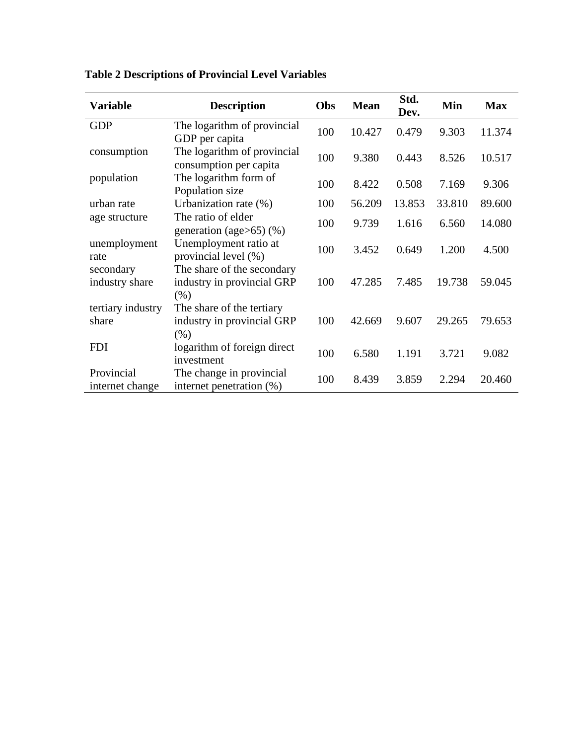**Table 2 Descriptions of Provincial Level Variables**

| Variable | Description | Obs | Mean | Std. Dev. | Min | Max |
|---|---|---|---|---|---|---|
| GDP | The logarithm of provincial GDP per capita | 100 | 10.427 | 0.479 | 9.303 | 11.374 |
| consumption | The logarithm of provincial consumption per capita | 100 | 9.380 | 0.443 | 8.526 | 10.517 |
| population | The logarithm form of Population size | 100 | 8.422 | 0.508 | 7.169 | 9.306 |
| urban rate | Urbanization rate (%) | 100 | 56.209 | 13.853 | 33.810 | 89.600 |
| age structure | The ratio of elder generation (age>65) (%) | 100 | 9.739 | 1.616 | 6.560 | 14.080 |
| unemployment rate | Unemployment ratio at provincial level (%) | 100 | 3.452 | 0.649 | 1.200 | 4.500 |
| secondary industry share | The share of the secondary industry in provincial GRP (%) | 100 | 47.285 | 7.485 | 19.738 | 59.045 |
| tertiary industry share | The share of the tertiary industry in provincial GRP (%) | 100 | 42.669 | 9.607 | 29.265 | 79.653 |
| FDI | logarithm of foreign direct investment | 100 | 6.580 | 1.191 | 3.721 | 9.082 |
| Provincial internet change | The change in provincial internet penetration (%) | 100 | 8.439 | 3.859 | 2.294 | 20.460 |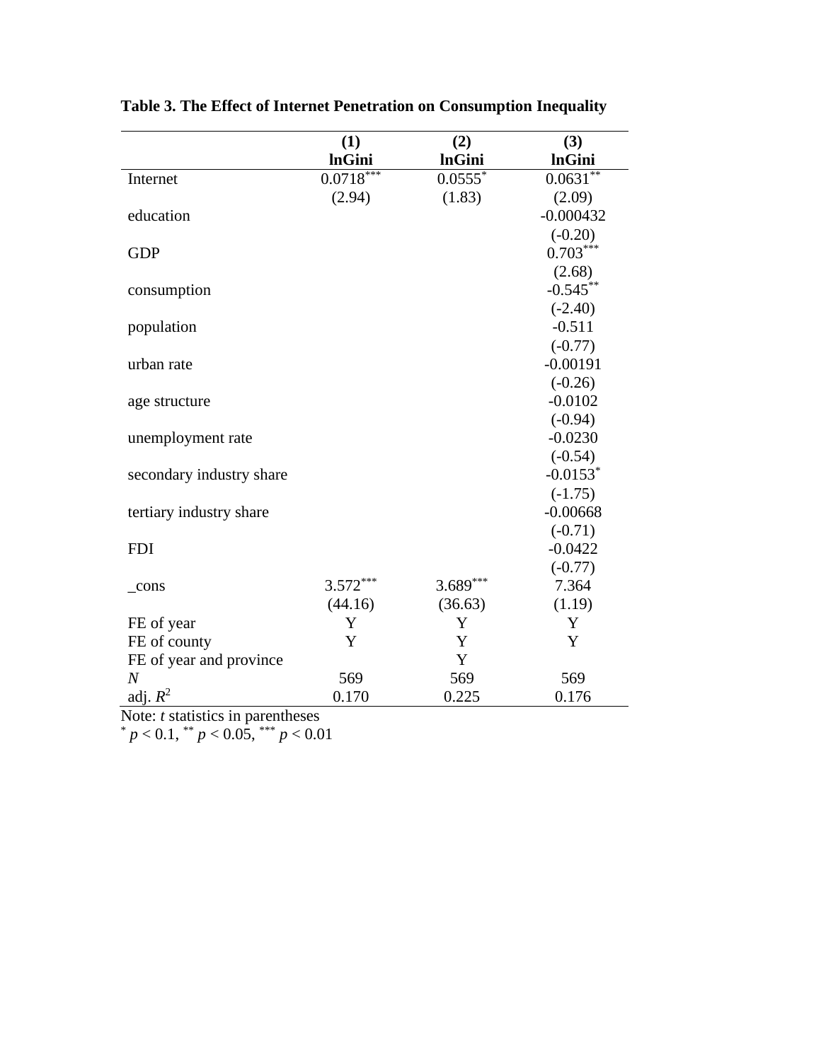**Table 3. The Effect of Internet Penetration on Consumption Inequality**

| | (1) | (2) | (3) |
|---|---|---|---|
| | **lnGini** | **lnGini** | **lnGini** |
| Internet | 0.0718*** | 0.0555* | 0.0631** |
| | (2.94) | (1.83) | (2.09) |
| education | | | -0.000432 |
| | | | (-0.20) |
| GDP | | | 0.703*** |
| | | | (2.68) |
| consumption | | | -0.545** |
| | | | (-2.40) |
| population | | | -0.511 |
| | | | (-0.77) |
| urban rate | | | -0.00191 |
| | | | (-0.26) |
| age structure | | | -0.0102 |
| | | | (-0.94) |
| unemployment rate | | | -0.0230 |
| | | | (-0.54) |
| secondary industry share | | | -0.0153* |
| | | | (-1.75) |
| tertiary industry share | | | -0.00668 |
| | | | (-0.71) |
| FDI | | | -0.0422 |
| | | | (-0.77) |
| _cons | 3.572*** | 3.689*** | 7.364 |
| | (44.16) | (36.63) | (1.19) |
| FE of year | Y | Y | Y |
| FE of county | Y | Y | Y |
| FE of year and province | | Y | |
| *N* | 569 | 569 | 569 |
| adj. $R^2$ | 0.170 | 0.225 | 0.176 |

Note: *t* statistics in parentheses

\* $p < 0.1$, ** $p < 0.05$, *** $p < 0.01$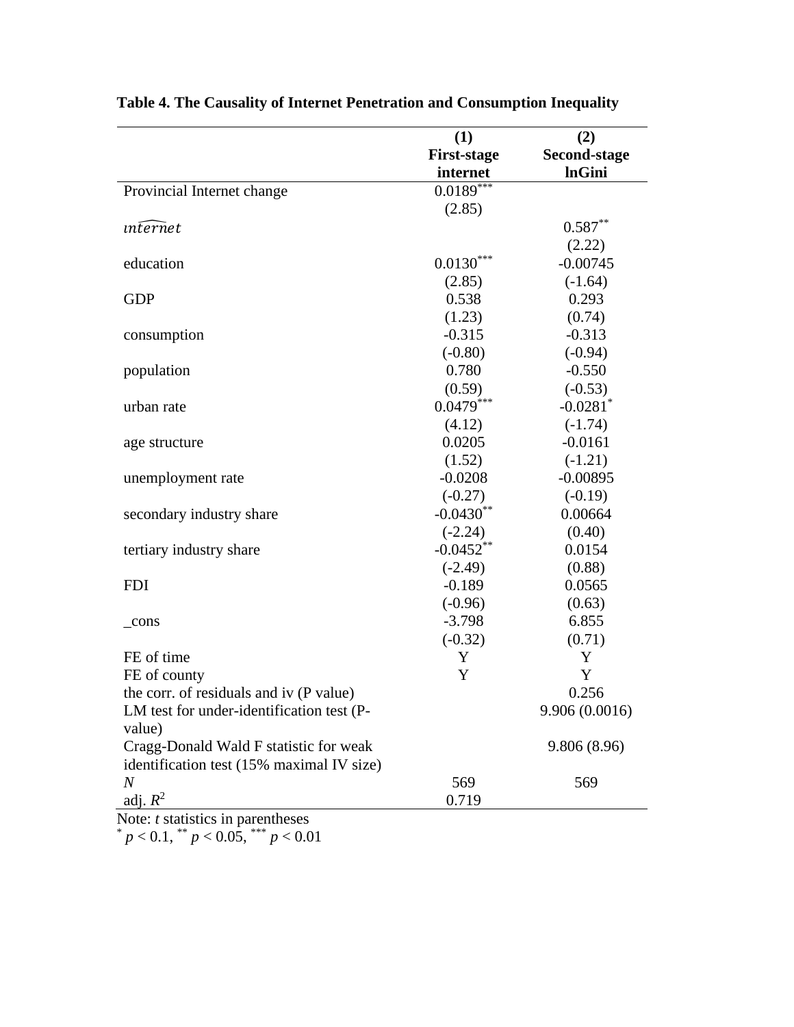**Table 4. The Causality of Internet Penetration and Consumption Inequality**

| | (1) First-stage internet | (2) Second-stage lnGini |
|---|---|---|
| Provincial Internet change | 0.0189*** | |
| | (2.85) | |
| $\widehat{internet}$ | | 0.587** |
| | | (2.22) |
| education | 0.0130*** | -0.00745 |
| | (2.85) | (-1.64) |
| GDP | 0.538 | 0.293 |
| | (1.23) | (0.74) |
| consumption | -0.315 | -0.313 |
| | (-0.80) | (-0.94) |
| population | 0.780 | -0.550 |
| | (0.59) | (-0.53) |
| urban rate | 0.0479*** | -0.0281* |
| | (4.12) | (-1.74) |
| age structure | 0.0205 | -0.0161 |
| | (1.52) | (-1.21) |
| unemployment rate | -0.0208 | -0.00895 |
| | (-0.27) | (-0.19) |
| secondary industry share | -0.0430** | 0.00664 |
| | (-2.24) | (0.40) |
| tertiary industry share | -0.0452** | 0.0154 |
| | (-2.49) | (0.88) |
| FDI | -0.189 | 0.0565 |
| | (-0.96) | (0.63) |
| _cons | -3.798 | 6.855 |
| | (-0.32) | (0.71) |
| FE of time | Y | Y |
| FE of county | Y | Y |
| the corr. of residuals and iv (P value) | | 0.256 |
| LM test for under-identification test (P-value) | | 9.906 (0.0016) |
| Cragg-Donald Wald F statistic for weak identification test (15% maximal IV size) | | 9.806 (8.96) |
| $N$ | 569 | 569 |
| adj. $R^2$ | 0.719 | |

Note: $t$ statistics in parentheses

* $p < 0.1$, ** $p < 0.05$, *** $p < 0.01$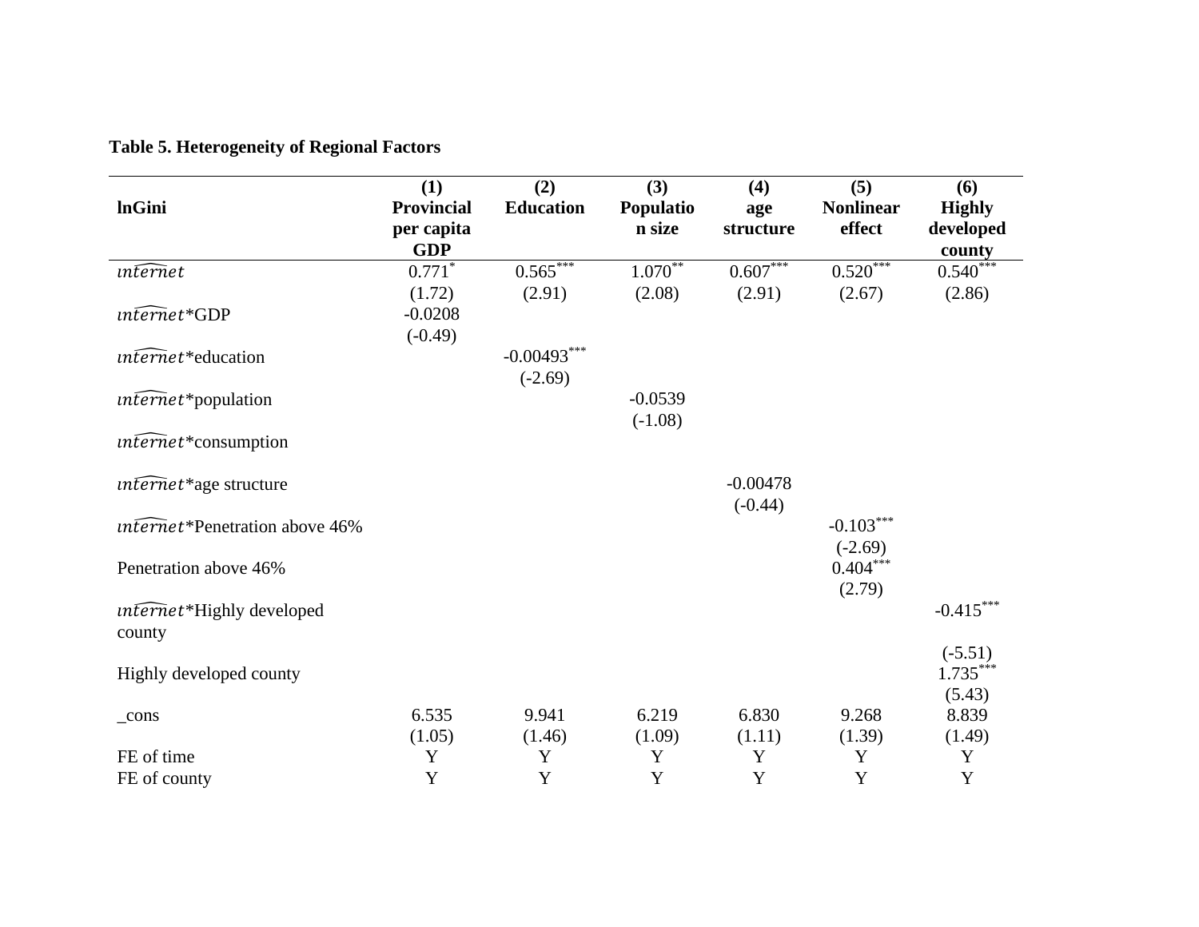**Table 5. Heterogeneity of Regional Factors**

| lnGini | (1) Provincial per capita GDP | (2) Education | (3) Population size | (4) age structure | (5) Nonlinear effect | (6) Highly developed county |
|---|---|---|---|---|---|---|
| $\widehat{internet}$ | 0.771$^{*}$ | 0.565$^{***}$ | 1.070$^{**}$ | 0.607$^{***}$ | 0.520$^{***}$ | 0.540$^{***}$ |
| | (1.72) | (2.91) | (2.08) | (2.91) | (2.67) | (2.86) |
| $\widehat{internet}$*GDP | -0.0208 | | | | | |
| | (-0.49) | | | | | |
| $\widehat{internet}$*education | | -0.00493$^{***}$ | | | | |
| | | (-2.69) | | | | |
| $\widehat{internet}$*population | | | -0.0539 | | | |
| | | | (-1.08) | | | |
| $\widehat{internet}$*consumption | | | | | | |
| $\widehat{internet}$*age structure | | | | -0.00478 | | |
| | | | | (-0.44) | | |
| $\widehat{internet}$*Penetration above 46% | | | | | -0.103$^{***}$ | |
| | | | | | (-2.69) | |
| Penetration above 46% | | | | | 0.404$^{***}$ | |
| | | | | | (2.79) | |
| $\widehat{internet}$*Highly developed county | | | | | | -0.415$^{***}$ |
| | | | | | | (-5.51) |
| Highly developed county | | | | | | 1.735$^{***}$ |
| | | | | | | (5.43) |
| _cons | 6.535 | 9.941 | 6.219 | 6.830 | 9.268 | 8.839 |
| | (1.05) | (1.46) | (1.09) | (1.11) | (1.39) | (1.49) |
| FE of time | Y | Y | Y | Y | Y | Y |
| FE of county | Y | Y | Y | Y | Y | Y |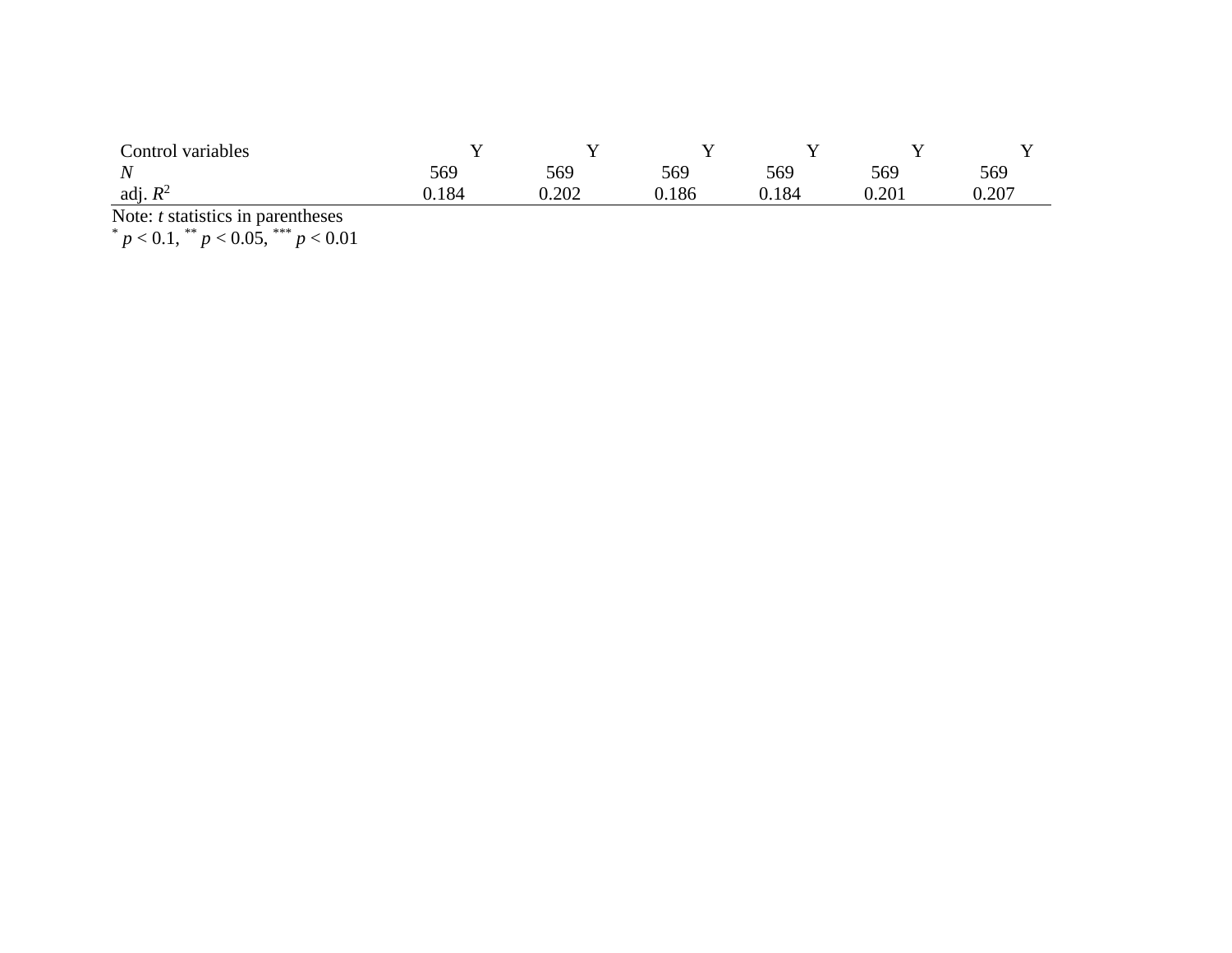| | | | | | | |
|---|---|---|---|---|---|---|
| Control variables | Y | Y | Y | Y | Y | Y |
| *N* | 569 | 569 | 569 | 569 | 569 | 569 |
| adj. $R^2$ | 0.184 | 0.202 | 0.186 | 0.184 | 0.201 | 0.207 |

Note: *t* statistics in parentheses

$^{*}$ $p < 0.1$, $^{**}$ $p < 0.05$, $^{***}$ $p < 0.01$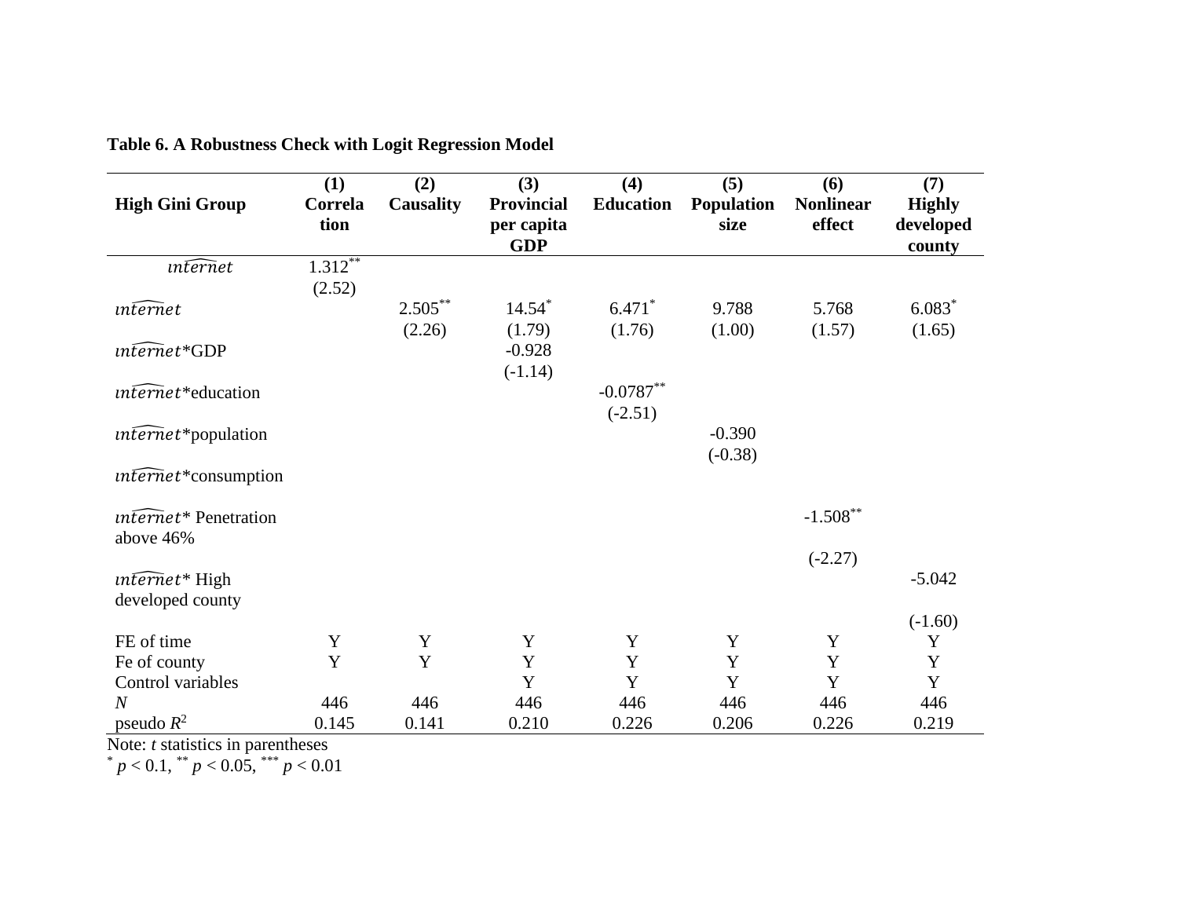**Table 6. A Robustness Check with Logit Regression Model**

| High Gini Group | (1) Correlation | (2) Causality | (3) Provincial per capita GDP | (4) Education | (5) Population size | (6) Nonlinear effect | (7) Highly developed county |
|---|---|---|---|---|---|---|---|
| $\widehat{internet}$ | 1.312** | | | | | | |
| | (2.52) | | | | | | |
| $\widehat{internet}$ | | 2.505** | 14.54* | 6.471* | 9.788 | 5.768 | 6.083* |
| | | (2.26) | (1.79) | (1.76) | (1.00) | (1.57) | (1.65) |
| $\widehat{internet}$*GDP | | | -0.928 | | | | |
| | | | (-1.14) | | | | |
| $\widehat{internet}$*education | | | | -0.0787** | | | |
| | | | | (-2.51) | | | |
| $\widehat{internet}$*population | | | | | -0.390 | | |
| | | | | | (-0.38) | | |
| $\widehat{internet}$*consumption | | | | | | | |
| $\widehat{internet}$* Penetration above 46% | | | | | | -1.508** | |
| | | | | | | (-2.27) | |
| $\widehat{internet}$* High developed county | | | | | | | -5.042 |
| | | | | | | | (-1.60) |
| FE of time | Y | Y | Y | Y | Y | Y | Y |
| Fe of county | Y | Y | Y | Y | Y | Y | Y |
| Control variables | | | Y | Y | Y | Y | Y |
| *N* | 446 | 446 | 446 | 446 | 446 | 446 | 446 |
| pseudo $R^2$ | 0.145 | 0.141 | 0.210 | 0.226 | 0.206 | 0.226 | 0.219 |

Note: *t* statistics in parentheses

\* $p < 0.1$, ** $p < 0.05$, *** $p < 0.01$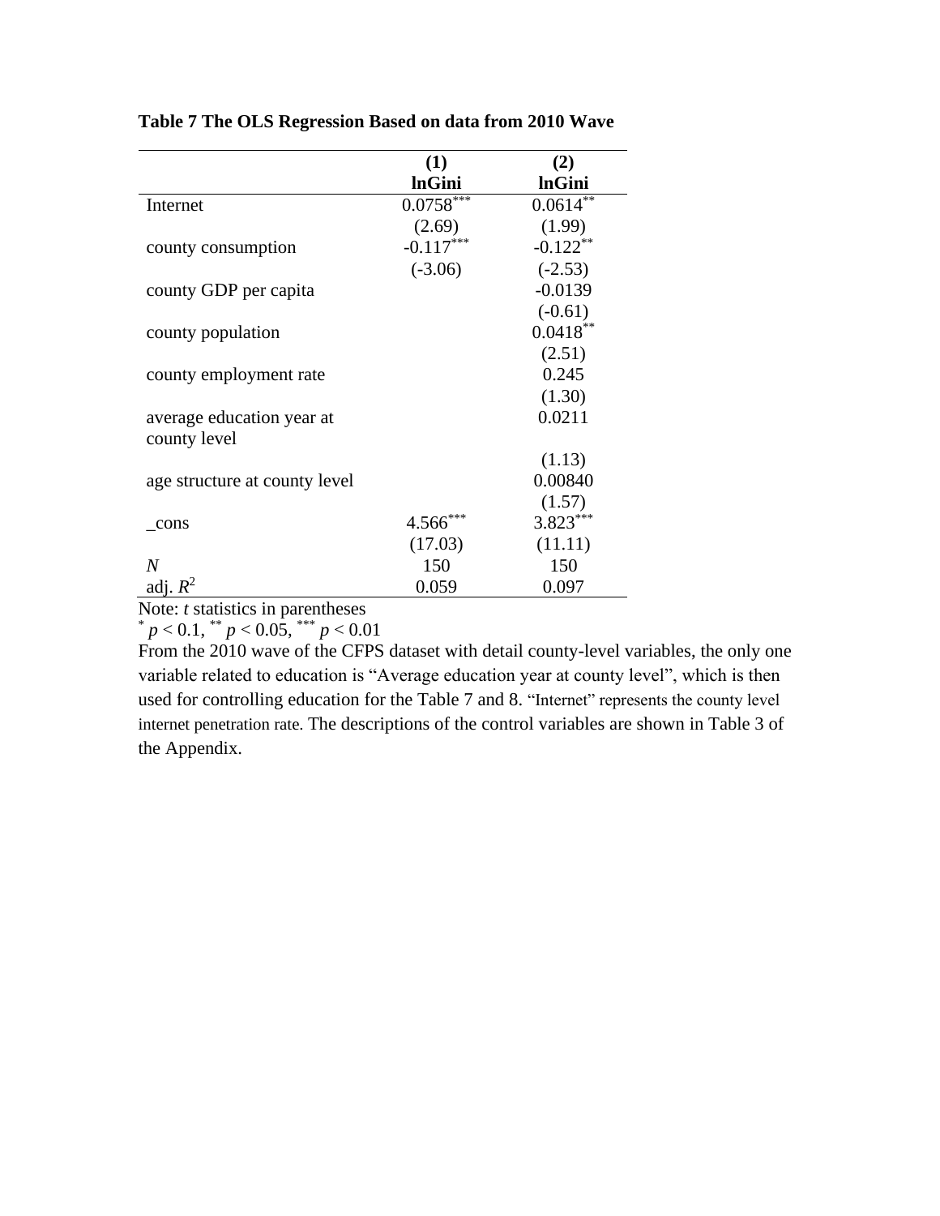**Table 7 The OLS Regression Based on data from 2010 Wave**

| | (1) lnGini | (2) lnGini |
|---|---|---|
| Internet | $0.0758^{***}$ | $0.0614^{**}$ |
| | (2.69) | (1.99) |
| county consumption | $-0.117^{***}$ | $-0.122^{**}$ |
| | (-3.06) | (-2.53) |
| county GDP per capita | | -0.0139 |
| | | (-0.61) |
| county population | | $0.0418^{**}$ |
| | | (2.51) |
| county employment rate | | 0.245 |
| | | (1.30) |
| average education year at county level | | 0.0211 |
| | | (1.13) |
| age structure at county level | | 0.00840 |
| | | (1.57) |
| _cons | $4.566^{***}$ | $3.823^{***}$ |
| | (17.03) | (11.11) |
| *N* | 150 | 150 |
| adj. $R^2$ | 0.059 | 0.097 |

Note: *t* statistics in parentheses

$^{*}$ $p < 0.1$, $^{**}$ $p < 0.05$, $^{***}$ $p < 0.01$

From the 2010 wave of the CFPS dataset with detail county-level variables, the only one variable related to education is "Average education year at county level", which is then used for controlling education for the Table 7 and 8. "Internet" represents the county level internet penetration rate. The descriptions of the control variables are shown in Table 3 of the Appendix.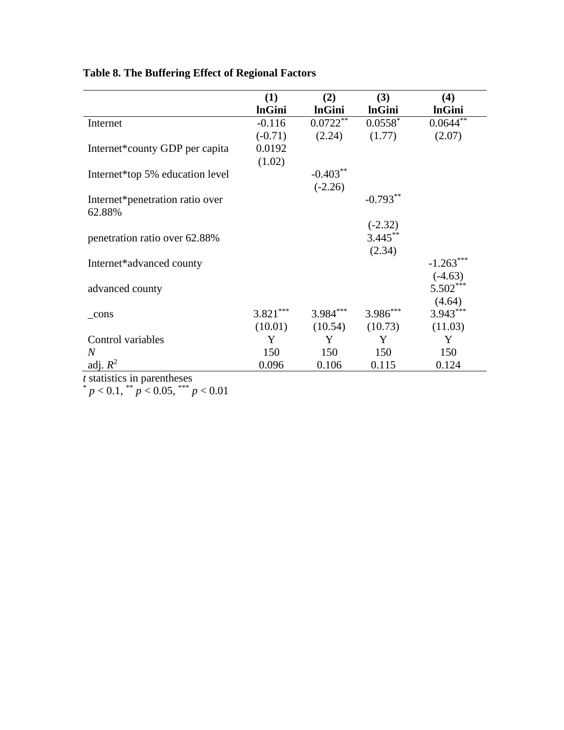**Table 8. The Buffering Effect of Regional Factors**

| | (1)<br>**lnGini** | (2)<br>**lnGini** | (3)<br>**lnGini** | (4)<br>**lnGini** |
|---|---|---|---|---|
| Internet | -0.116 | 0.0722** | 0.0558* | 0.0644** |
| | (-0.71) | (2.24) | (1.77) | (2.07) |
| Internet*county GDP per capita | 0.0192 | | | |
| | (1.02) | | | |
| Internet*top 5% education level | | -0.403** | | |
| | | (-2.26) | | |
| Internet*penetration ratio over 62.88% | | | -0.793** | |
| | | | (-2.32) | |
| penetration ratio over 62.88% | | | 3.445** | |
| | | | (2.34) | |
| Internet*advanced county | | | | -1.263*** |
| | | | | (-4.63) |
| advanced county | | | | 5.502*** |
| | | | | (4.64) |
| _cons | 3.821*** | 3.984*** | 3.986*** | 3.943*** |
| | (10.01) | (10.54) | (10.73) | (11.03) |
| Control variables | Y | Y | Y | Y |
| *N* | 150 | 150 | 150 | 150 |
| adj. $R^2$ | 0.096 | 0.106 | 0.115 | 0.124 |

*t* statistics in parentheses
\* $p < 0.1$, ** $p < 0.05$, *** $p < 0.01$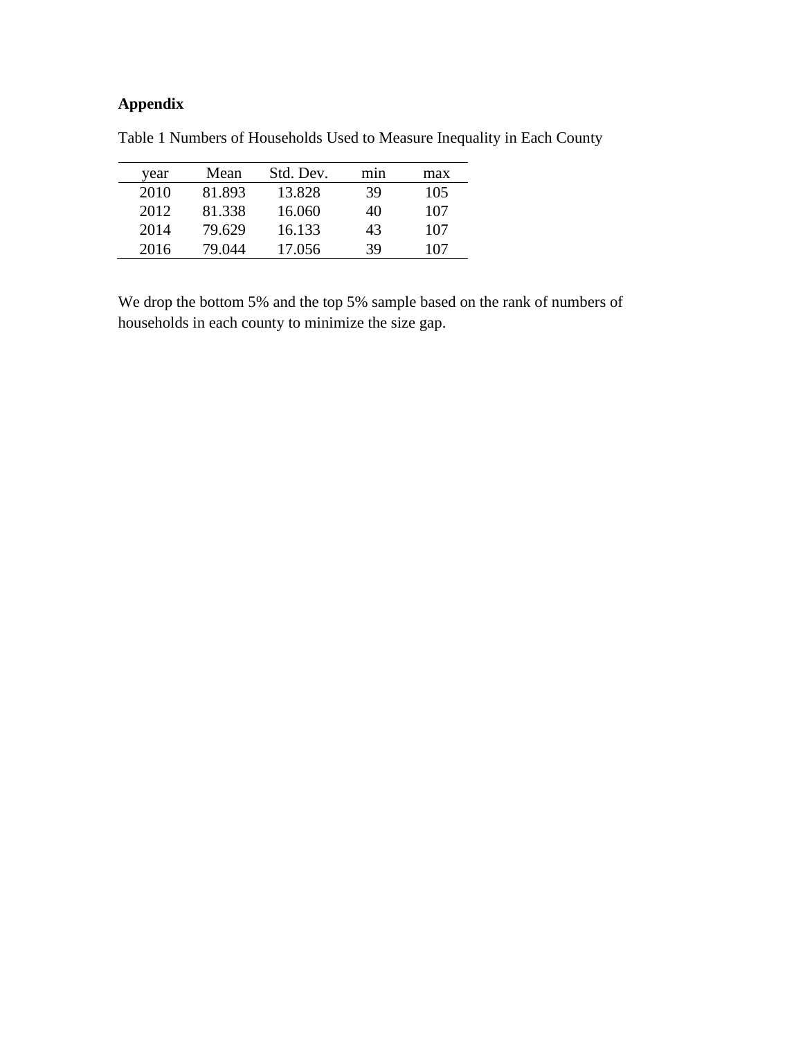**Appendix**

Table 1 Numbers of Households Used to Measure Inequality in Each County

| year | Mean | Std. Dev. | min | max |
|---|---|---|---|---|
| 2010 | 81.893 | 13.828 | 39 | 105 |
| 2012 | 81.338 | 16.060 | 40 | 107 |
| 2014 | 79.629 | 16.133 | 43 | 107 |
| 2016 | 79.044 | 17.056 | 39 | 107 |

We drop the bottom 5% and the top 5% sample based on the rank of numbers of households in each county to minimize the size gap.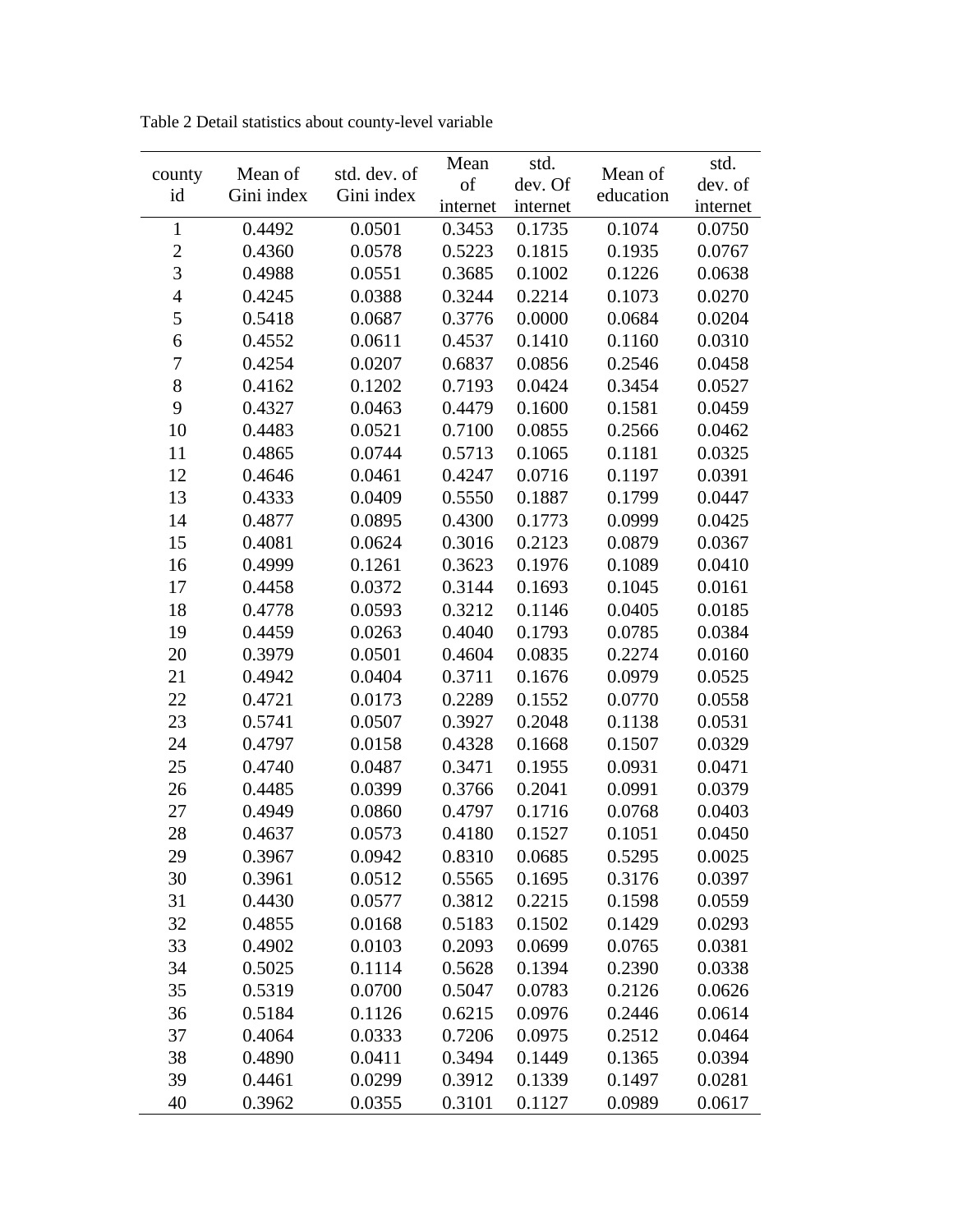Table 2 Detail statistics about county-level variable

| county id | Mean of Gini index | std. dev. of Gini index | Mean of internet | std. dev. Of internet | Mean of education | std. dev. of internet |
|---|---|---|---|---|---|---|
| 1 | 0.4492 | 0.0501 | 0.3453 | 0.1735 | 0.1074 | 0.0750 |
| 2 | 0.4360 | 0.0578 | 0.5223 | 0.1815 | 0.1935 | 0.0767 |
| 3 | 0.4988 | 0.0551 | 0.3685 | 0.1002 | 0.1226 | 0.0638 |
| 4 | 0.4245 | 0.0388 | 0.3244 | 0.2214 | 0.1073 | 0.0270 |
| 5 | 0.5418 | 0.0687 | 0.3776 | 0.0000 | 0.0684 | 0.0204 |
| 6 | 0.4552 | 0.0611 | 0.4537 | 0.1410 | 0.1160 | 0.0310 |
| 7 | 0.4254 | 0.0207 | 0.6837 | 0.0856 | 0.2546 | 0.0458 |
| 8 | 0.4162 | 0.1202 | 0.7193 | 0.0424 | 0.3454 | 0.0527 |
| 9 | 0.4327 | 0.0463 | 0.4479 | 0.1600 | 0.1581 | 0.0459 |
| 10 | 0.4483 | 0.0521 | 0.7100 | 0.0855 | 0.2566 | 0.0462 |
| 11 | 0.4865 | 0.0744 | 0.5713 | 0.1065 | 0.1181 | 0.0325 |
| 12 | 0.4646 | 0.0461 | 0.4247 | 0.0716 | 0.1197 | 0.0391 |
| 13 | 0.4333 | 0.0409 | 0.5550 | 0.1887 | 0.1799 | 0.0447 |
| 14 | 0.4877 | 0.0895 | 0.4300 | 0.1773 | 0.0999 | 0.0425 |
| 15 | 0.4081 | 0.0624 | 0.3016 | 0.2123 | 0.0879 | 0.0367 |
| 16 | 0.4999 | 0.1261 | 0.3623 | 0.1976 | 0.1089 | 0.0410 |
| 17 | 0.4458 | 0.0372 | 0.3144 | 0.1693 | 0.1045 | 0.0161 |
| 18 | 0.4778 | 0.0593 | 0.3212 | 0.1146 | 0.0405 | 0.0185 |
| 19 | 0.4459 | 0.0263 | 0.4040 | 0.1793 | 0.0785 | 0.0384 |
| 20 | 0.3979 | 0.0501 | 0.4604 | 0.0835 | 0.2274 | 0.0160 |
| 21 | 0.4942 | 0.0404 | 0.3711 | 0.1676 | 0.0979 | 0.0525 |
| 22 | 0.4721 | 0.0173 | 0.2289 | 0.1552 | 0.0770 | 0.0558 |
| 23 | 0.5741 | 0.0507 | 0.3927 | 0.2048 | 0.1138 | 0.0531 |
| 24 | 0.4797 | 0.0158 | 0.4328 | 0.1668 | 0.1507 | 0.0329 |
| 25 | 0.4740 | 0.0487 | 0.3471 | 0.1955 | 0.0931 | 0.0471 |
| 26 | 0.4485 | 0.0399 | 0.3766 | 0.2041 | 0.0991 | 0.0379 |
| 27 | 0.4949 | 0.0860 | 0.4797 | 0.1716 | 0.0768 | 0.0403 |
| 28 | 0.4637 | 0.0573 | 0.4180 | 0.1527 | 0.1051 | 0.0450 |
| 29 | 0.3967 | 0.0942 | 0.8310 | 0.0685 | 0.5295 | 0.0025 |
| 30 | 0.3961 | 0.0512 | 0.5565 | 0.1695 | 0.3176 | 0.0397 |
| 31 | 0.4430 | 0.0577 | 0.3812 | 0.2215 | 0.1598 | 0.0559 |
| 32 | 0.4855 | 0.0168 | 0.5183 | 0.1502 | 0.1429 | 0.0293 |
| 33 | 0.4902 | 0.0103 | 0.2093 | 0.0699 | 0.0765 | 0.0381 |
| 34 | 0.5025 | 0.1114 | 0.5628 | 0.1394 | 0.2390 | 0.0338 |
| 35 | 0.5319 | 0.0700 | 0.5047 | 0.0783 | 0.2126 | 0.0626 |
| 36 | 0.5184 | 0.1126 | 0.6215 | 0.0976 | 0.2446 | 0.0614 |
| 37 | 0.4064 | 0.0333 | 0.7206 | 0.0975 | 0.2512 | 0.0464 |
| 38 | 0.4890 | 0.0411 | 0.3494 | 0.1449 | 0.1365 | 0.0394 |
| 39 | 0.4461 | 0.0299 | 0.3912 | 0.1339 | 0.1497 | 0.0281 |
| 40 | 0.3962 | 0.0355 | 0.3101 | 0.1127 | 0.0989 | 0.0617 |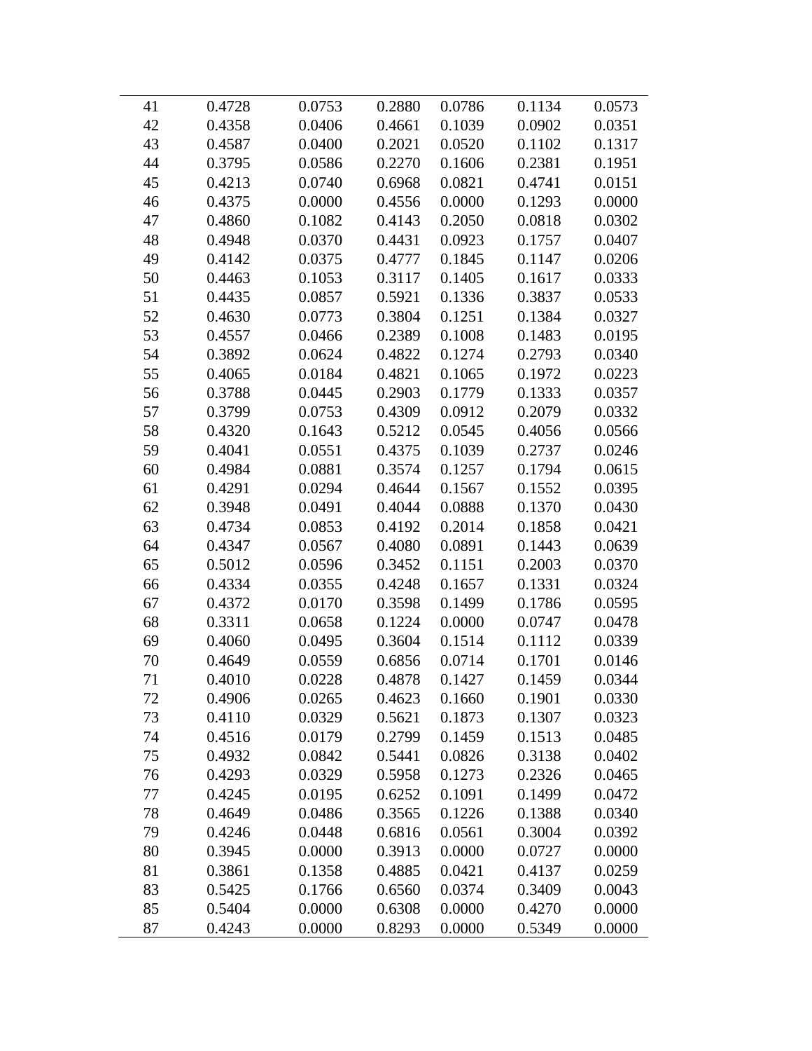| | | | | | | |
|---|---|---|---|---|---|---|
| 41 | 0.4728 | 0.0753 | 0.2880 | 0.0786 | 0.1134 | 0.0573 |
| 42 | 0.4358 | 0.0406 | 0.4661 | 0.1039 | 0.0902 | 0.0351 |
| 43 | 0.4587 | 0.0400 | 0.2021 | 0.0520 | 0.1102 | 0.1317 |
| 44 | 0.3795 | 0.0586 | 0.2270 | 0.1606 | 0.2381 | 0.1951 |
| 45 | 0.4213 | 0.0740 | 0.6968 | 0.0821 | 0.4741 | 0.0151 |
| 46 | 0.4375 | 0.0000 | 0.4556 | 0.0000 | 0.1293 | 0.0000 |
| 47 | 0.4860 | 0.1082 | 0.4143 | 0.2050 | 0.0818 | 0.0302 |
| 48 | 0.4948 | 0.0370 | 0.4431 | 0.0923 | 0.1757 | 0.0407 |
| 49 | 0.4142 | 0.0375 | 0.4777 | 0.1845 | 0.1147 | 0.0206 |
| 50 | 0.4463 | 0.1053 | 0.3117 | 0.1405 | 0.1617 | 0.0333 |
| 51 | 0.4435 | 0.0857 | 0.5921 | 0.1336 | 0.3837 | 0.0533 |
| 52 | 0.4630 | 0.0773 | 0.3804 | 0.1251 | 0.1384 | 0.0327 |
| 53 | 0.4557 | 0.0466 | 0.2389 | 0.1008 | 0.1483 | 0.0195 |
| 54 | 0.3892 | 0.0624 | 0.4822 | 0.1274 | 0.2793 | 0.0340 |
| 55 | 0.4065 | 0.0184 | 0.4821 | 0.1065 | 0.1972 | 0.0223 |
| 56 | 0.3788 | 0.0445 | 0.2903 | 0.1779 | 0.1333 | 0.0357 |
| 57 | 0.3799 | 0.0753 | 0.4309 | 0.0912 | 0.2079 | 0.0332 |
| 58 | 0.4320 | 0.1643 | 0.5212 | 0.0545 | 0.4056 | 0.0566 |
| 59 | 0.4041 | 0.0551 | 0.4375 | 0.1039 | 0.2737 | 0.0246 |
| 60 | 0.4984 | 0.0881 | 0.3574 | 0.1257 | 0.1794 | 0.0615 |
| 61 | 0.4291 | 0.0294 | 0.4644 | 0.1567 | 0.1552 | 0.0395 |
| 62 | 0.3948 | 0.0491 | 0.4044 | 0.0888 | 0.1370 | 0.0430 |
| 63 | 0.4734 | 0.0853 | 0.4192 | 0.2014 | 0.1858 | 0.0421 |
| 64 | 0.4347 | 0.0567 | 0.4080 | 0.0891 | 0.1443 | 0.0639 |
| 65 | 0.5012 | 0.0596 | 0.3452 | 0.1151 | 0.2003 | 0.0370 |
| 66 | 0.4334 | 0.0355 | 0.4248 | 0.1657 | 0.1331 | 0.0324 |
| 67 | 0.4372 | 0.0170 | 0.3598 | 0.1499 | 0.1786 | 0.0595 |
| 68 | 0.3311 | 0.0658 | 0.1224 | 0.0000 | 0.0747 | 0.0478 |
| 69 | 0.4060 | 0.0495 | 0.3604 | 0.1514 | 0.1112 | 0.0339 |
| 70 | 0.4649 | 0.0559 | 0.6856 | 0.0714 | 0.1701 | 0.0146 |
| 71 | 0.4010 | 0.0228 | 0.4878 | 0.1427 | 0.1459 | 0.0344 |
| 72 | 0.4906 | 0.0265 | 0.4623 | 0.1660 | 0.1901 | 0.0330 |
| 73 | 0.4110 | 0.0329 | 0.5621 | 0.1873 | 0.1307 | 0.0323 |
| 74 | 0.4516 | 0.0179 | 0.2799 | 0.1459 | 0.1513 | 0.0485 |
| 75 | 0.4932 | 0.0842 | 0.5441 | 0.0826 | 0.3138 | 0.0402 |
| 76 | 0.4293 | 0.0329 | 0.5958 | 0.1273 | 0.2326 | 0.0465 |
| 77 | 0.4245 | 0.0195 | 0.6252 | 0.1091 | 0.1499 | 0.0472 |
| 78 | 0.4649 | 0.0486 | 0.3565 | 0.1226 | 0.1388 | 0.0340 |
| 79 | 0.4246 | 0.0448 | 0.6816 | 0.0561 | 0.3004 | 0.0392 |
| 80 | 0.3945 | 0.0000 | 0.3913 | 0.0000 | 0.0727 | 0.0000 |
| 81 | 0.3861 | 0.1358 | 0.4885 | 0.0421 | 0.4137 | 0.0259 |
| 83 | 0.5425 | 0.1766 | 0.6560 | 0.0374 | 0.3409 | 0.0043 |
| 85 | 0.5404 | 0.0000 | 0.6308 | 0.0000 | 0.4270 | 0.0000 |
| 87 | 0.4243 | 0.0000 | 0.8293 | 0.0000 | 0.5349 | 0.0000 |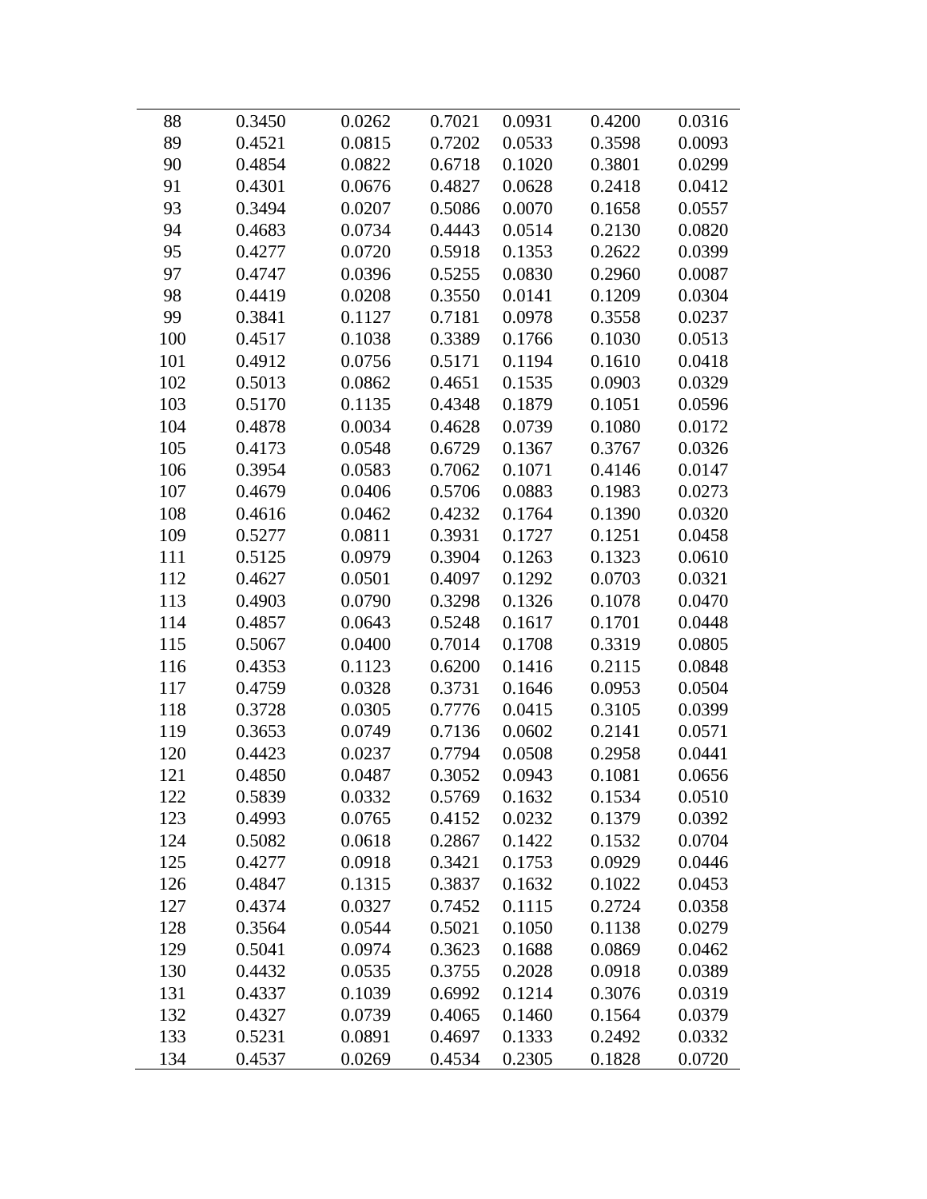| | | | | | | |
|---|---|---|---|---|---|---|
| 88 | 0.3450 | 0.0262 | 0.7021 | 0.0931 | 0.4200 | 0.0316 |
| 89 | 0.4521 | 0.0815 | 0.7202 | 0.0533 | 0.3598 | 0.0093 |
| 90 | 0.4854 | 0.0822 | 0.6718 | 0.1020 | 0.3801 | 0.0299 |
| 91 | 0.4301 | 0.0676 | 0.4827 | 0.0628 | 0.2418 | 0.0412 |
| 93 | 0.3494 | 0.0207 | 0.5086 | 0.0070 | 0.1658 | 0.0557 |
| 94 | 0.4683 | 0.0734 | 0.4443 | 0.0514 | 0.2130 | 0.0820 |
| 95 | 0.4277 | 0.0720 | 0.5918 | 0.1353 | 0.2622 | 0.0399 |
| 97 | 0.4747 | 0.0396 | 0.5255 | 0.0830 | 0.2960 | 0.0087 |
| 98 | 0.4419 | 0.0208 | 0.3550 | 0.0141 | 0.1209 | 0.0304 |
| 99 | 0.3841 | 0.1127 | 0.7181 | 0.0978 | 0.3558 | 0.0237 |
| 100 | 0.4517 | 0.1038 | 0.3389 | 0.1766 | 0.1030 | 0.0513 |
| 101 | 0.4912 | 0.0756 | 0.5171 | 0.1194 | 0.1610 | 0.0418 |
| 102 | 0.5013 | 0.0862 | 0.4651 | 0.1535 | 0.0903 | 0.0329 |
| 103 | 0.5170 | 0.1135 | 0.4348 | 0.1879 | 0.1051 | 0.0596 |
| 104 | 0.4878 | 0.0034 | 0.4628 | 0.0739 | 0.1080 | 0.0172 |
| 105 | 0.4173 | 0.0548 | 0.6729 | 0.1367 | 0.3767 | 0.0326 |
| 106 | 0.3954 | 0.0583 | 0.7062 | 0.1071 | 0.4146 | 0.0147 |
| 107 | 0.4679 | 0.0406 | 0.5706 | 0.0883 | 0.1983 | 0.0273 |
| 108 | 0.4616 | 0.0462 | 0.4232 | 0.1764 | 0.1390 | 0.0320 |
| 109 | 0.5277 | 0.0811 | 0.3931 | 0.1727 | 0.1251 | 0.0458 |
| 111 | 0.5125 | 0.0979 | 0.3904 | 0.1263 | 0.1323 | 0.0610 |
| 112 | 0.4627 | 0.0501 | 0.4097 | 0.1292 | 0.0703 | 0.0321 |
| 113 | 0.4903 | 0.0790 | 0.3298 | 0.1326 | 0.1078 | 0.0470 |
| 114 | 0.4857 | 0.0643 | 0.5248 | 0.1617 | 0.1701 | 0.0448 |
| 115 | 0.5067 | 0.0400 | 0.7014 | 0.1708 | 0.3319 | 0.0805 |
| 116 | 0.4353 | 0.1123 | 0.6200 | 0.1416 | 0.2115 | 0.0848 |
| 117 | 0.4759 | 0.0328 | 0.3731 | 0.1646 | 0.0953 | 0.0504 |
| 118 | 0.3728 | 0.0305 | 0.7776 | 0.0415 | 0.3105 | 0.0399 |
| 119 | 0.3653 | 0.0749 | 0.7136 | 0.0602 | 0.2141 | 0.0571 |
| 120 | 0.4423 | 0.0237 | 0.7794 | 0.0508 | 0.2958 | 0.0441 |
| 121 | 0.4850 | 0.0487 | 0.3052 | 0.0943 | 0.1081 | 0.0656 |
| 122 | 0.5839 | 0.0332 | 0.5769 | 0.1632 | 0.1534 | 0.0510 |
| 123 | 0.4993 | 0.0765 | 0.4152 | 0.0232 | 0.1379 | 0.0392 |
| 124 | 0.5082 | 0.0618 | 0.2867 | 0.1422 | 0.1532 | 0.0704 |
| 125 | 0.4277 | 0.0918 | 0.3421 | 0.1753 | 0.0929 | 0.0446 |
| 126 | 0.4847 | 0.1315 | 0.3837 | 0.1632 | 0.1022 | 0.0453 |
| 127 | 0.4374 | 0.0327 | 0.7452 | 0.1115 | 0.2724 | 0.0358 |
| 128 | 0.3564 | 0.0544 | 0.5021 | 0.1050 | 0.1138 | 0.0279 |
| 129 | 0.5041 | 0.0974 | 0.3623 | 0.1688 | 0.0869 | 0.0462 |
| 130 | 0.4432 | 0.0535 | 0.3755 | 0.2028 | 0.0918 | 0.0389 |
| 131 | 0.4337 | 0.1039 | 0.6992 | 0.1214 | 0.3076 | 0.0319 |
| 132 | 0.4327 | 0.0739 | 0.4065 | 0.1460 | 0.1564 | 0.0379 |
| 133 | 0.5231 | 0.0891 | 0.4697 | 0.1333 | 0.2492 | 0.0332 |
| 134 | 0.4537 | 0.0269 | 0.4534 | 0.2305 | 0.1828 | 0.0720 |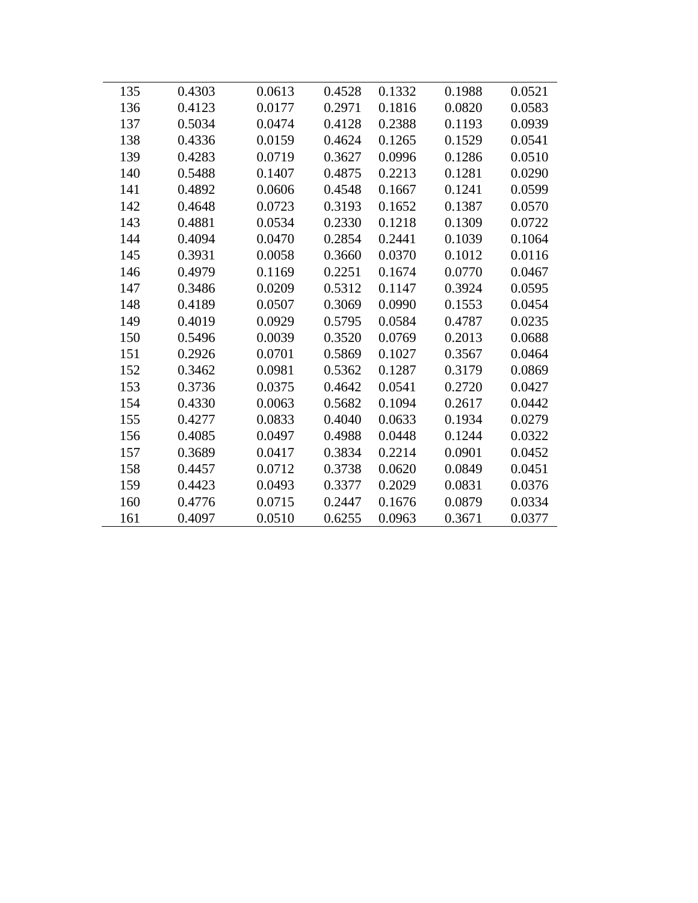| | | | | | | |
|---|---|---|---|---|---|---|
| 135 | 0.4303 | 0.0613 | 0.4528 | 0.1332 | 0.1988 | 0.0521 |
| 136 | 0.4123 | 0.0177 | 0.2971 | 0.1816 | 0.0820 | 0.0583 |
| 137 | 0.5034 | 0.0474 | 0.4128 | 0.2388 | 0.1193 | 0.0939 |
| 138 | 0.4336 | 0.0159 | 0.4624 | 0.1265 | 0.1529 | 0.0541 |
| 139 | 0.4283 | 0.0719 | 0.3627 | 0.0996 | 0.1286 | 0.0510 |
| 140 | 0.5488 | 0.1407 | 0.4875 | 0.2213 | 0.1281 | 0.0290 |
| 141 | 0.4892 | 0.0606 | 0.4548 | 0.1667 | 0.1241 | 0.0599 |
| 142 | 0.4648 | 0.0723 | 0.3193 | 0.1652 | 0.1387 | 0.0570 |
| 143 | 0.4881 | 0.0534 | 0.2330 | 0.1218 | 0.1309 | 0.0722 |
| 144 | 0.4094 | 0.0470 | 0.2854 | 0.2441 | 0.1039 | 0.1064 |
| 145 | 0.3931 | 0.0058 | 0.3660 | 0.0370 | 0.1012 | 0.0116 |
| 146 | 0.4979 | 0.1169 | 0.2251 | 0.1674 | 0.0770 | 0.0467 |
| 147 | 0.3486 | 0.0209 | 0.5312 | 0.1147 | 0.3924 | 0.0595 |
| 148 | 0.4189 | 0.0507 | 0.3069 | 0.0990 | 0.1553 | 0.0454 |
| 149 | 0.4019 | 0.0929 | 0.5795 | 0.0584 | 0.4787 | 0.0235 |
| 150 | 0.5496 | 0.0039 | 0.3520 | 0.0769 | 0.2013 | 0.0688 |
| 151 | 0.2926 | 0.0701 | 0.5869 | 0.1027 | 0.3567 | 0.0464 |
| 152 | 0.3462 | 0.0981 | 0.5362 | 0.1287 | 0.3179 | 0.0869 |
| 153 | 0.3736 | 0.0375 | 0.4642 | 0.0541 | 0.2720 | 0.0427 |
| 154 | 0.4330 | 0.0063 | 0.5682 | 0.1094 | 0.2617 | 0.0442 |
| 155 | 0.4277 | 0.0833 | 0.4040 | 0.0633 | 0.1934 | 0.0279 |
| 156 | 0.4085 | 0.0497 | 0.4988 | 0.0448 | 0.1244 | 0.0322 |
| 157 | 0.3689 | 0.0417 | 0.3834 | 0.2214 | 0.0901 | 0.0452 |
| 158 | 0.4457 | 0.0712 | 0.3738 | 0.0620 | 0.0849 | 0.0451 |
| 159 | 0.4423 | 0.0493 | 0.3377 | 0.2029 | 0.0831 | 0.0376 |
| 160 | 0.4776 | 0.0715 | 0.2447 | 0.1676 | 0.0879 | 0.0334 |
| 161 | 0.4097 | 0.0510 | 0.6255 | 0.0963 | 0.3671 | 0.0377 |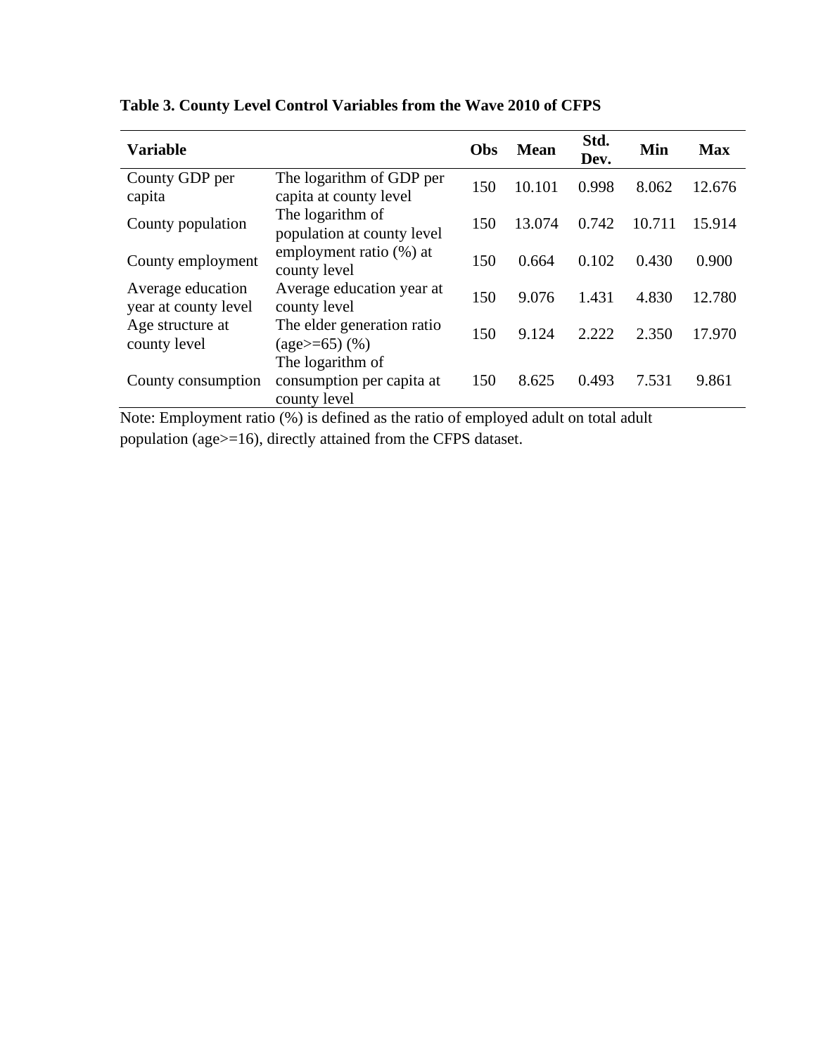**Table 3. County Level Control Variables from the Wave 2010 of CFPS**

| Variable | | Obs | Mean | Std. Dev. | Min | Max |
|---|---|---|---|---|---|---|
| County GDP per capita | The logarithm of GDP per capita at county level | 150 | 10.101 | 0.998 | 8.062 | 12.676 |
| County population | The logarithm of population at county level | 150 | 13.074 | 0.742 | 10.711 | 15.914 |
| County employment | employment ratio (%) at county level | 150 | 0.664 | 0.102 | 0.430 | 0.900 |
| Average education year at county level | Average education year at county level | 150 | 9.076 | 1.431 | 4.830 | 12.780 |
| Age structure at county level | The elder generation ratio (age>=65) (%) | 150 | 9.124 | 2.222 | 2.350 | 17.970 |
| County consumption | The logarithm of consumption per capita at county level | 150 | 8.625 | 0.493 | 7.531 | 9.861 |

Note: Employment ratio (%) is defined as the ratio of employed adult on total adult population (age>=16), directly attained from the CFPS dataset.